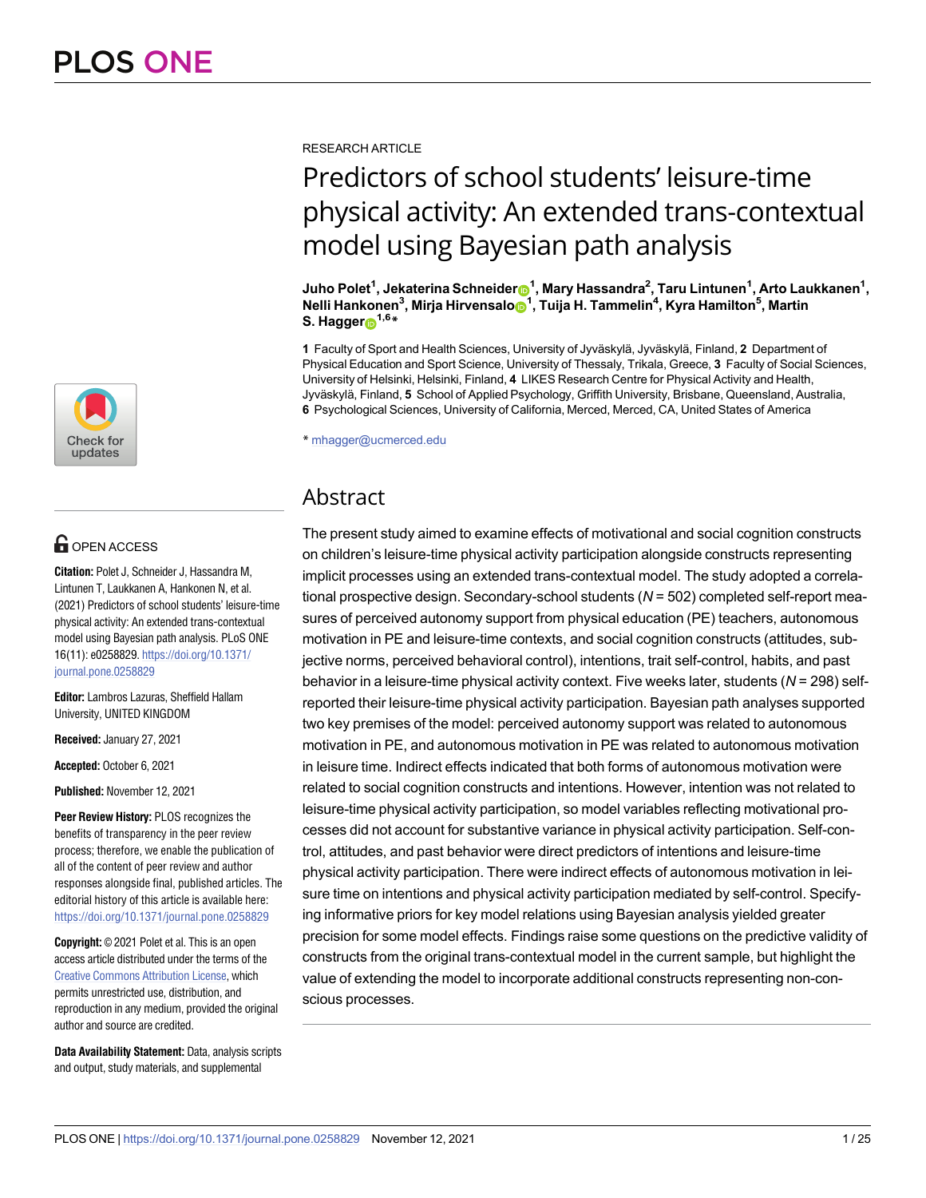RESEARCH ARTICLE

# Predictors of school students' leisure-time physical activity: An extended trans-contextual model using Bayesian path analysis

**Juho Polet[1], Jekaterina Schneider[1], Mary Hassandra[2], Taru Lintunen[1], Arto Laukkanen[1], Nelli Hankonen[3], Mirja Hirvensalo[1], Tuija H. Tammelin[4], Kyra Hamilton[5], Martin S. Hagger[1,6]***

**1** Faculty of Sport and Health Sciences, University of Jyväskylä, Jyväskylä, Finland, **2** Department of Physical Education and Sport Science, University of Thessaly, Trikala, Greece, **3** Faculty of Social Sciences, University of Helsinki, Helsinki, Finland, **4** LIKES Research Centre for Physical Activity and Health, Jyväskylä, Finland, **5** School of Applied Psychology, Griffith University, Brisbane, Queensland, Australia, **6** Psychological Sciences, University of California, Merced, Merced, CA, United States of America

* mhagger@ucmerced.edu

## Abstract

The present study aimed to examine effects of motivational and social cognition constructs on children's leisure-time physical activity participation alongside constructs representing implicit processes using an extended trans-contextual model. The study adopted a correlational prospective design. Secondary-school students ($N$ = 502) completed self-report measures of perceived autonomy support from physical education (PE) teachers, autonomous motivation in PE and leisure-time contexts, and social cognition constructs (attitudes, subjective norms, perceived behavioral control), intentions, trait self-control, habits, and past behavior in a leisure-time physical activity context. Five weeks later, students ($N$ = 298) self-reported their leisure-time physical activity participation. Bayesian path analyses supported two key premises of the model: perceived autonomy support was related to autonomous motivation in PE, and autonomous motivation in PE was related to autonomous motivation in leisure time. Indirect effects indicated that both forms of autonomous motivation were related to social cognition constructs and intentions. However, intention was not related to leisure-time physical activity participation, so model variables reflecting motivational processes did not account for substantive variance in physical activity participation. Self-control, attitudes, and past behavior were direct predictors of intentions and leisure-time physical activity participation. There were indirect effects of autonomous motivation in leisure time on intentions and physical activity participation mediated by self-control. Specifying informative priors for key model relations using Bayesian analysis yielded greater precision for some model effects. Findings raise some questions on the predictive validity of constructs from the original trans-contextual model in the current sample, but highlight the value of extending the model to incorporate additional constructs representing non-conscious processes.

OPEN ACCESS

**Citation:** Polet J, Schneider J, Hassandra M, Lintunen T, Laukkanen A, Hankonen N, et al. (2021) Predictors of school students' leisure-time physical activity: An extended trans-contextual model using Bayesian path analysis. PLoS ONE 16(11): e0258829. https://doi.org/10.1371/journal.pone.0258829

**Editor:** Lambros Lazuras, Sheffield Hallam University, UNITED KINGDOM

**Received:** January 27, 2021

**Accepted:** October 6, 2021

**Published:** November 12, 2021

**Peer Review History:** PLOS recognizes the benefits of transparency in the peer review process; therefore, we enable the publication of all of the content of peer review and author responses alongside final, published articles. The editorial history of this article is available here: https://doi.org/10.1371/journal.pone.0258829

**Copyright:** © 2021 Polet et al. This is an open access article distributed under the terms of the Creative Commons Attribution License, which permits unrestricted use, distribution, and reproduction in any medium, provided the original author and source are credited.

**Data Availability Statement:** Data, analysis scripts and output, study materials, and supplemental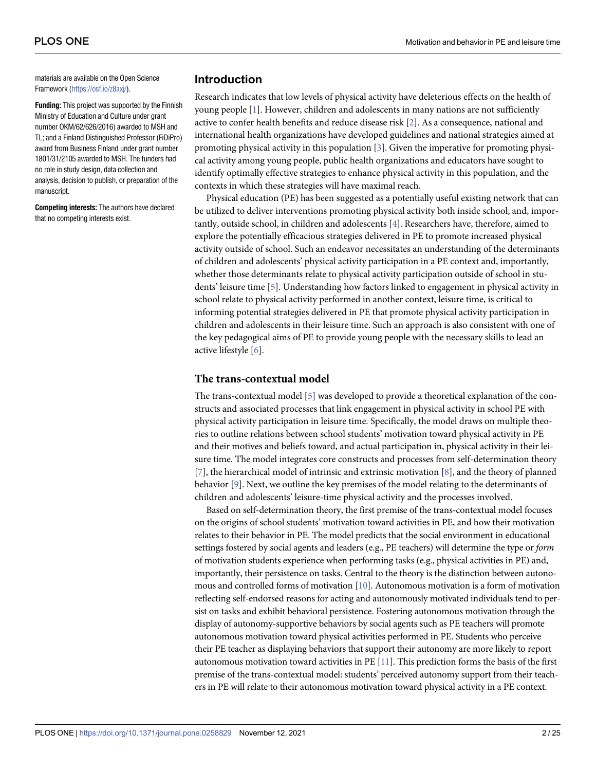materials are available on the Open Science Framework (https://osf.io/z8axj/).

**Funding:** This project was supported by the Finnish Ministry of Education and Culture under grant number OKM/62/626/2016) awarded to MSH and TL; and a Finland Distinguished Professor (FiDiPro) award from Business Finland under grant number 1801/31/2105 awarded to MSH. The funders had no role in study design, data collection and analysis, decision to publish, or preparation of the manuscript.

**Competing interests:** The authors have declared that no competing interests exist.

## Introduction

Research indicates that low levels of physical activity have deleterious effects on the health of young people [1]. However, children and adolescents in many nations are not sufficiently active to confer health benefits and reduce disease risk [2]. As a consequence, national and international health organizations have developed guidelines and national strategies aimed at promoting physical activity in this population [3]. Given the imperative for promoting physical activity among young people, public health organizations and educators have sought to identify optimally effective strategies to enhance physical activity in this population, and the contexts in which these strategies will have maximal reach.

Physical education (PE) has been suggested as a potentially useful existing network that can be utilized to deliver interventions promoting physical activity both inside school, and, importantly, outside school, in children and adolescents [4]. Researchers have, therefore, aimed to explore the potentially efficacious strategies delivered in PE to promote increased physical activity outside of school. Such an endeavor necessitates an understanding of the determinants of children and adolescents' physical activity participation in a PE context and, importantly, whether those determinants relate to physical activity participation outside of school in students' leisure time [5]. Understanding how factors linked to engagement in physical activity in school relate to physical activity performed in another context, leisure time, is critical to informing potential strategies delivered in PE that promote physical activity participation in children and adolescents in their leisure time. Such an approach is also consistent with one of the key pedagogical aims of PE to provide young people with the necessary skills to lead an active lifestyle [6].

### The trans-contextual model

The trans-contextual model [5] was developed to provide a theoretical explanation of the constructs and associated processes that link engagement in physical activity in school PE with physical activity participation in leisure time. Specifically, the model draws on multiple theories to outline relations between school students' motivation toward physical activity in PE and their motives and beliefs toward, and actual participation in, physical activity in their leisure time. The model integrates core constructs and processes from self-determination theory [7], the hierarchical model of intrinsic and extrinsic motivation [8], and the theory of planned behavior [9]. Next, we outline the key premises of the model relating to the determinants of children and adolescents' leisure-time physical activity and the processes involved.

Based on self-determination theory, the first premise of the trans-contextual model focuses on the origins of school students' motivation toward activities in PE, and how their motivation relates to their behavior in PE. The model predicts that the social environment in educational settings fostered by social agents and leaders (e.g., PE teachers) will determine the type or *form* of motivation students experience when performing tasks (e.g., physical activities in PE) and, importantly, their persistence on tasks. Central to the theory is the distinction between autonomous and controlled forms of motivation [10]. Autonomous motivation is a form of motivation reflecting self-endorsed reasons for acting and autonomously motivated individuals tend to persist on tasks and exhibit behavioral persistence. Fostering autonomous motivation through the display of autonomy-supportive behaviors by social agents such as PE teachers will promote autonomous motivation toward physical activities performed in PE. Students who perceive their PE teacher as displaying behaviors that support their autonomy are more likely to report autonomous motivation toward activities in PE [11]. This prediction forms the basis of the first premise of the trans-contextual model: students' perceived autonomy support from their teachers in PE will relate to their autonomous motivation toward physical activity in a PE context.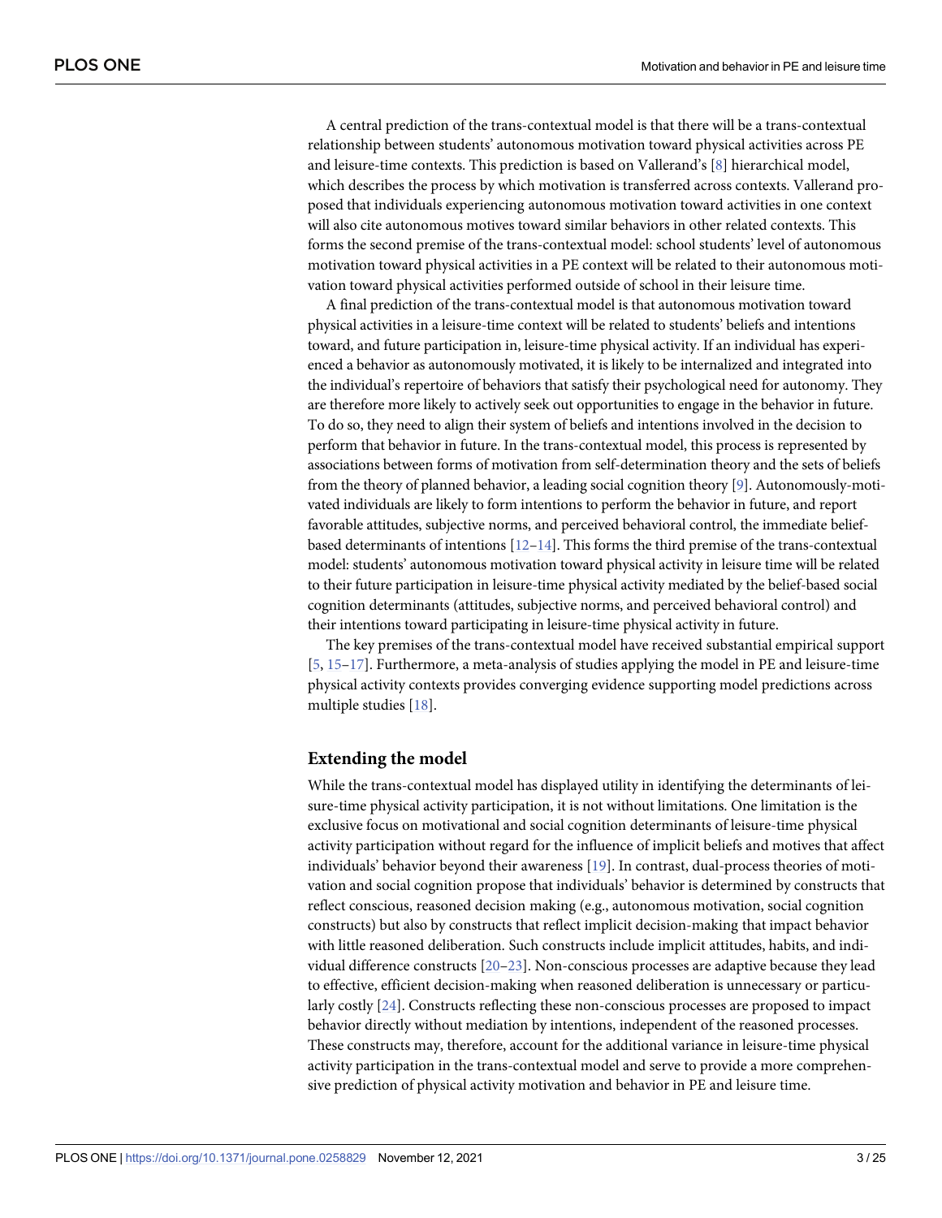A central prediction of the trans-contextual model is that there will be a trans-contextual relationship between students' autonomous motivation toward physical activities across PE and leisure-time contexts. This prediction is based on Vallerand's [8] hierarchical model, which describes the process by which motivation is transferred across contexts. Vallerand proposed that individuals experiencing autonomous motivation toward activities in one context will also cite autonomous motives toward similar behaviors in other related contexts. This forms the second premise of the trans-contextual model: school students' level of autonomous motivation toward physical activities in a PE context will be related to their autonomous motivation toward physical activities performed outside of school in their leisure time.

A final prediction of the trans-contextual model is that autonomous motivation toward physical activities in a leisure-time context will be related to students' beliefs and intentions toward, and future participation in, leisure-time physical activity. If an individual has experienced a behavior as autonomously motivated, it is likely to be internalized and integrated into the individual's repertoire of behaviors that satisfy their psychological need for autonomy. They are therefore more likely to actively seek out opportunities to engage in the behavior in future. To do so, they need to align their system of beliefs and intentions involved in the decision to perform that behavior in future. In the trans-contextual model, this process is represented by associations between forms of motivation from self-determination theory and the sets of beliefs from the theory of planned behavior, a leading social cognition theory [9]. Autonomously-motivated individuals are likely to form intentions to perform the behavior in future, and report favorable attitudes, subjective norms, and perceived behavioral control, the immediate belief-based determinants of intentions [12–14]. This forms the third premise of the trans-contextual model: students' autonomous motivation toward physical activity in leisure time will be related to their future participation in leisure-time physical activity mediated by the belief-based social cognition determinants (attitudes, subjective norms, and perceived behavioral control) and their intentions toward participating in leisure-time physical activity in future.

The key premises of the trans-contextual model have received substantial empirical support [5, 15–17]. Furthermore, a meta-analysis of studies applying the model in PE and leisure-time physical activity contexts provides converging evidence supporting model predictions across multiple studies [18].

## Extending the model

While the trans-contextual model has displayed utility in identifying the determinants of leisure-time physical activity participation, it is not without limitations. One limitation is the exclusive focus on motivational and social cognition determinants of leisure-time physical activity participation without regard for the influence of implicit beliefs and motives that affect individuals' behavior beyond their awareness [19]. In contrast, dual-process theories of motivation and social cognition propose that individuals' behavior is determined by constructs that reflect conscious, reasoned decision making (e.g., autonomous motivation, social cognition constructs) but also by constructs that reflect implicit decision-making that impact behavior with little reasoned deliberation. Such constructs include implicit attitudes, habits, and individual difference constructs [20–23]. Non-conscious processes are adaptive because they lead to effective, efficient decision-making when reasoned deliberation is unnecessary or particularly costly [24]. Constructs reflecting these non-conscious processes are proposed to impact behavior directly without mediation by intentions, independent of the reasoned processes. These constructs may, therefore, account for the additional variance in leisure-time physical activity participation in the trans-contextual model and serve to provide a more comprehensive prediction of physical activity motivation and behavior in PE and leisure time.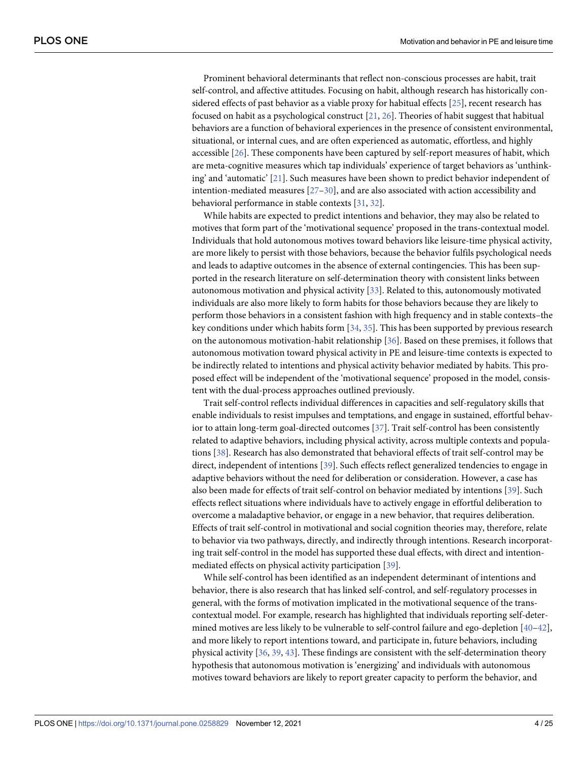Prominent behavioral determinants that reflect non-conscious processes are habit, trait self-control, and affective attitudes. Focusing on habit, although research has historically considered effects of past behavior as a viable proxy for habitual effects [25], recent research has focused on habit as a psychological construct [21, 26]. Theories of habit suggest that habitual behaviors are a function of behavioral experiences in the presence of consistent environmental, situational, or internal cues, and are often experienced as automatic, effortless, and highly accessible [26]. These components have been captured by self-report measures of habit, which are meta-cognitive measures which tap individuals' experience of target behaviors as 'unthinking' and 'automatic' [21]. Such measures have been shown to predict behavior independent of intention-mediated measures [27–30], and are also associated with action accessibility and behavioral performance in stable contexts [31, 32].

While habits are expected to predict intentions and behavior, they may also be related to motives that form part of the 'motivational sequence' proposed in the trans-contextual model. Individuals that hold autonomous motives toward behaviors like leisure-time physical activity, are more likely to persist with those behaviors, because the behavior fulfils psychological needs and leads to adaptive outcomes in the absence of external contingencies. This has been supported in the research literature on self-determination theory with consistent links between autonomous motivation and physical activity [33]. Related to this, autonomously motivated individuals are also more likely to form habits for those behaviors because they are likely to perform those behaviors in a consistent fashion with high frequency and in stable contexts–the key conditions under which habits form [34, 35]. This has been supported by previous research on the autonomous motivation-habit relationship [36]. Based on these premises, it follows that autonomous motivation toward physical activity in PE and leisure-time contexts is expected to be indirectly related to intentions and physical activity behavior mediated by habits. This proposed effect will be independent of the 'motivational sequence' proposed in the model, consistent with the dual-process approaches outlined previously.

Trait self-control reflects individual differences in capacities and self-regulatory skills that enable individuals to resist impulses and temptations, and engage in sustained, effortful behavior to attain long-term goal-directed outcomes [37]. Trait self-control has been consistently related to adaptive behaviors, including physical activity, across multiple contexts and populations [38]. Research has also demonstrated that behavioral effects of trait self-control may be direct, independent of intentions [39]. Such effects reflect generalized tendencies to engage in adaptive behaviors without the need for deliberation or consideration. However, a case has also been made for effects of trait self-control on behavior mediated by intentions [39]. Such effects reflect situations where individuals have to actively engage in effortful deliberation to overcome a maladaptive behavior, or engage in a new behavior, that requires deliberation. Effects of trait self-control in motivational and social cognition theories may, therefore, relate to behavior via two pathways, directly, and indirectly through intentions. Research incorporating trait self-control in the model has supported these dual effects, with direct and intention-mediated effects on physical activity participation [39].

While self-control has been identified as an independent determinant of intentions and behavior, there is also research that has linked self-control, and self-regulatory processes in general, with the forms of motivation implicated in the motivational sequence of the trans-contextual model. For example, research has highlighted that individuals reporting self-determined motives are less likely to be vulnerable to self-control failure and ego-depletion [40–42], and more likely to report intentions toward, and participate in, future behaviors, including physical activity [36, 39, 43]. These findings are consistent with the self-determination theory hypothesis that autonomous motivation is 'energizing' and individuals with autonomous motives toward behaviors are likely to report greater capacity to perform the behavior, and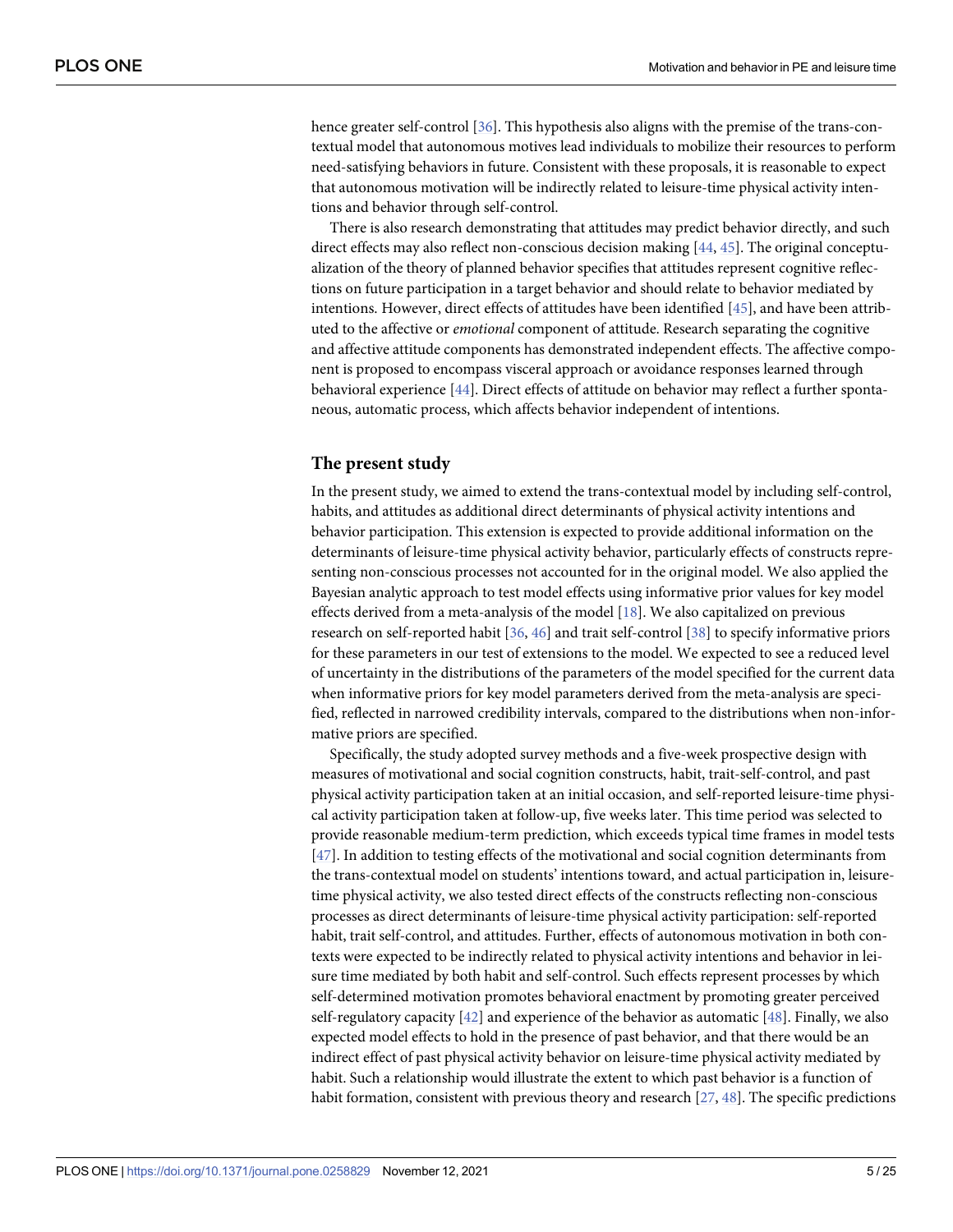hence greater self-control [36]. This hypothesis also aligns with the premise of the trans-contextual model that autonomous motives lead individuals to mobilize their resources to perform need-satisfying behaviors in future. Consistent with these proposals, it is reasonable to expect that autonomous motivation will be indirectly related to leisure-time physical activity intentions and behavior through self-control.

There is also research demonstrating that attitudes may predict behavior directly, and such direct effects may also reflect non-conscious decision making [44, 45]. The original conceptualization of the theory of planned behavior specifies that attitudes represent cognitive reflections on future participation in a target behavior and should relate to behavior mediated by intentions. However, direct effects of attitudes have been identified [45], and have been attributed to the affective or *emotional* component of attitude. Research separating the cognitive and affective attitude components has demonstrated independent effects. The affective component is proposed to encompass visceral approach or avoidance responses learned through behavioral experience [44]. Direct effects of attitude on behavior may reflect a further spontaneous, automatic process, which affects behavior independent of intentions.

## The present study

In the present study, we aimed to extend the trans-contextual model by including self-control, habits, and attitudes as additional direct determinants of physical activity intentions and behavior participation. This extension is expected to provide additional information on the determinants of leisure-time physical activity behavior, particularly effects of constructs representing non-conscious processes not accounted for in the original model. We also applied the Bayesian analytic approach to test model effects using informative prior values for key model effects derived from a meta-analysis of the model [18]. We also capitalized on previous research on self-reported habit [36, 46] and trait self-control [38] to specify informative priors for these parameters in our test of extensions to the model. We expected to see a reduced level of uncertainty in the distributions of the parameters of the model specified for the current data when informative priors for key model parameters derived from the meta-analysis are specified, reflected in narrowed credibility intervals, compared to the distributions when non-informative priors are specified.

Specifically, the study adopted survey methods and a five-week prospective design with measures of motivational and social cognition constructs, habit, trait-self-control, and past physical activity participation taken at an initial occasion, and self-reported leisure-time physical activity participation taken at follow-up, five weeks later. This time period was selected to provide reasonable medium-term prediction, which exceeds typical time frames in model tests [47]. In addition to testing effects of the motivational and social cognition determinants from the trans-contextual model on students' intentions toward, and actual participation in, leisure-time physical activity, we also tested direct effects of the constructs reflecting non-conscious processes as direct determinants of leisure-time physical activity participation: self-reported habit, trait self-control, and attitudes. Further, effects of autonomous motivation in both contexts were expected to be indirectly related to physical activity intentions and behavior in leisure time mediated by both habit and self-control. Such effects represent processes by which self-determined motivation promotes behavioral enactment by promoting greater perceived self-regulatory capacity [42] and experience of the behavior as automatic [48]. Finally, we also expected model effects to hold in the presence of past behavior, and that there would be an indirect effect of past physical activity behavior on leisure-time physical activity mediated by habit. Such a relationship would illustrate the extent to which past behavior is a function of habit formation, consistent with previous theory and research [27, 48]. The specific predictions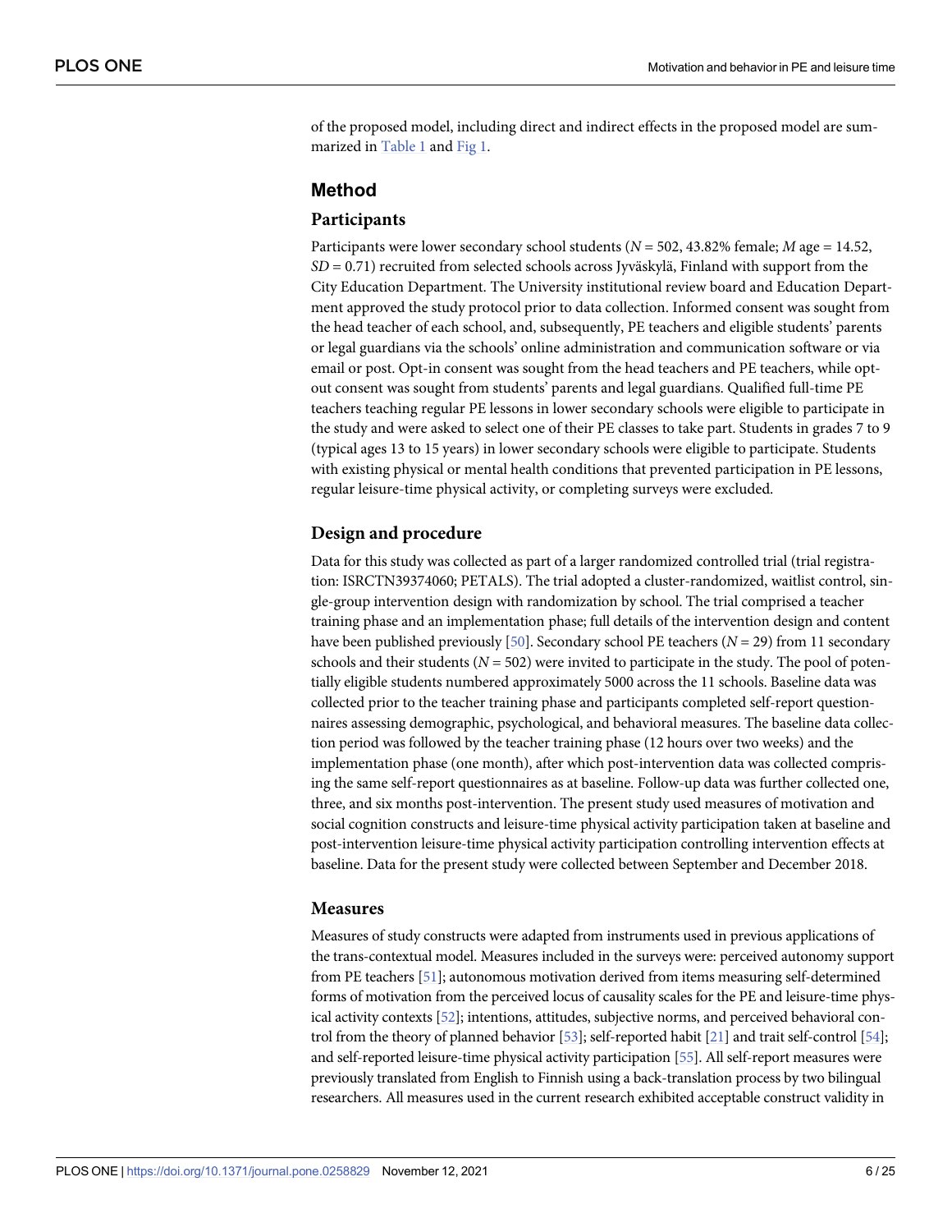of the proposed model, including direct and indirect effects in the proposed model are summarized in Table 1 and Fig 1.

## Method

### Participants

Participants were lower secondary school students ($N$ = 502, 43.82% female; $M$ age = 14.52, $SD$ = 0.71) recruited from selected schools across Jyväskylä, Finland with support from the City Education Department. The University institutional review board and Education Department approved the study protocol prior to data collection. Informed consent was sought from the head teacher of each school, and, subsequently, PE teachers and eligible students' parents or legal guardians via the schools' online administration and communication software or via email or post. Opt-in consent was sought from the head teachers and PE teachers, while opt-out consent was sought from students' parents and legal guardians. Qualified full-time PE teachers teaching regular PE lessons in lower secondary schools were eligible to participate in the study and were asked to select one of their PE classes to take part. Students in grades 7 to 9 (typical ages 13 to 15 years) in lower secondary schools were eligible to participate. Students with existing physical or mental health conditions that prevented participation in PE lessons, regular leisure-time physical activity, or completing surveys were excluded.

### Design and procedure

Data for this study was collected as part of a larger randomized controlled trial (trial registration: ISRCTN39374060; PETALS). The trial adopted a cluster-randomized, waitlist control, single-group intervention design with randomization by school. The trial comprised a teacher training phase and an implementation phase; full details of the intervention design and content have been published previously [50]. Secondary school PE teachers ($N$ = 29) from 11 secondary schools and their students ($N$ = 502) were invited to participate in the study. The pool of potentially eligible students numbered approximately 5000 across the 11 schools. Baseline data was collected prior to the teacher training phase and participants completed self-report questionnaires assessing demographic, psychological, and behavioral measures. The baseline data collection period was followed by the teacher training phase (12 hours over two weeks) and the implementation phase (one month), after which post-intervention data was collected comprising the same self-report questionnaires as at baseline. Follow-up data was further collected one, three, and six months post-intervention. The present study used measures of motivation and social cognition constructs and leisure-time physical activity participation taken at baseline and post-intervention leisure-time physical activity participation controlling intervention effects at baseline. Data for the present study were collected between September and December 2018.

### Measures

Measures of study constructs were adapted from instruments used in previous applications of the trans-contextual model. Measures included in the surveys were: perceived autonomy support from PE teachers [51]; autonomous motivation derived from items measuring self-determined forms of motivation from the perceived locus of causality scales for the PE and leisure-time physical activity contexts [52]; intentions, attitudes, subjective norms, and perceived behavioral control from the theory of planned behavior [53]; self-reported habit [21] and trait self-control [54]; and self-reported leisure-time physical activity participation [55]. All self-report measures were previously translated from English to Finnish using a back-translation process by two bilingual researchers. All measures used in the current research exhibited acceptable construct validity in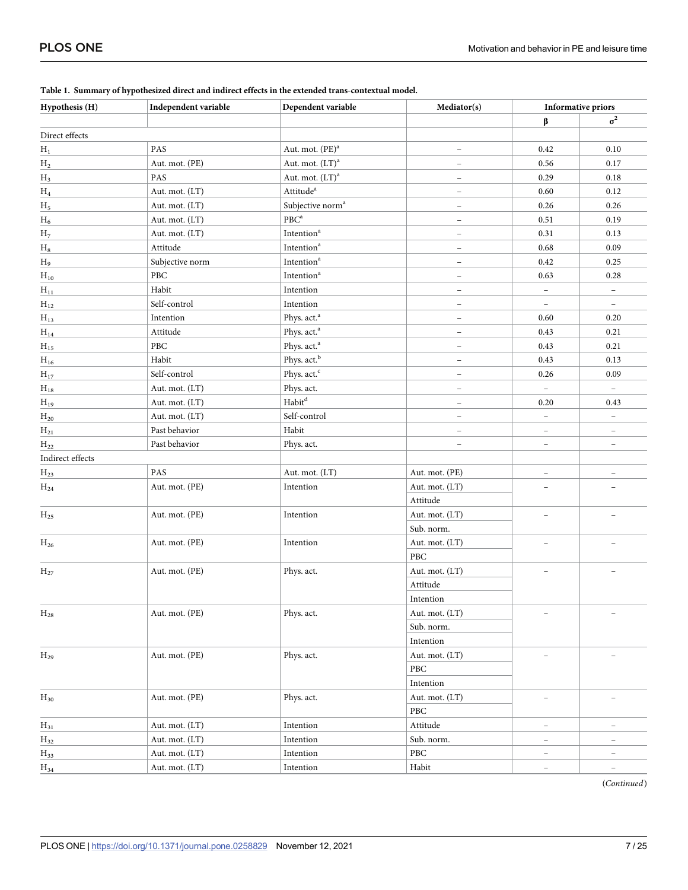**Table 1. Summary of hypothesized direct and indirect effects in the extended trans-contextual model.**

| Hypothesis (H) | Independent variable | Dependent variable | Mediator(s) | Informative priors | |
|---|---|---|---|---|---|
| | | | | β | $\sigma^2$ |
| Direct effects | | | | | |
| $H_1$ | PAS | Aut. mot. (PE)[a] | – | 0.42 | 0.10 |
| $H_2$ | Aut. mot. (PE) | Aut. mot. (LT)[a] | – | 0.56 | 0.17 |
| $H_3$ | PAS | Aut. mot. (LT)[a] | – | 0.29 | 0.18 |
| $H_4$ | Aut. mot. (LT) | Attitude[a] | – | 0.60 | 0.12 |
| $H_5$ | Aut. mot. (LT) | Subjective norm[a] | – | 0.26 | 0.26 |
| $H_6$ | Aut. mot. (LT) | PBC[a] | – | 0.51 | 0.19 |
| $H_7$ | Aut. mot. (LT) | Intention[a] | – | 0.31 | 0.13 |
| $H_8$ | Attitude | Intention[a] | – | 0.68 | 0.09 |
| $H_9$ | Subjective norm | Intention[a] | – | 0.42 | 0.25 |
| $H_{10}$ | PBC | Intention[a] | – | 0.63 | 0.28 |
| $H_{11}$ | Habit | Intention | – | – | – |
| $H_{12}$ | Self-control | Intention | – | – | – |
| $H_{13}$ | Intention | Phys. act.[a] | – | 0.60 | 0.20 |
| $H_{14}$ | Attitude | Phys. act.[a] | – | 0.43 | 0.21 |
| $H_{15}$ | PBC | Phys. act.[a] | – | 0.43 | 0.21 |
| $H_{16}$ | Habit | Phys. act.[b] | – | 0.43 | 0.13 |
| $H_{17}$ | Self-control | Phys. act.[c] | – | 0.26 | 0.09 |
| $H_{18}$ | Aut. mot. (LT) | Phys. act. | – | – | – |
| $H_{19}$ | Aut. mot. (LT) | Habit[d] | – | 0.20 | 0.43 |
| $H_{20}$ | Aut. mot. (LT) | Self-control | – | – | – |
| $H_{21}$ | Past behavior | Habit | – | – | – |
| $H_{22}$ | Past behavior | Phys. act. | – | – | – |
| Indirect effects | | | | | |
| $H_{23}$ | PAS | Aut. mot. (LT) | Aut. mot. (PE) | – | – |
| $H_{24}$ | Aut. mot. (PE) | Intention | Aut. mot. (LT) | – | – |
| | | | Attitude | | |
| $H_{25}$ | Aut. mot. (PE) | Intention | Aut. mot. (LT) | – | – |
| | | | Sub. norm. | | |
| $H_{26}$ | Aut. mot. (PE) | Intention | Aut. mot. (LT) | – | – |
| | | | PBC | | |
| $H_{27}$ | Aut. mot. (PE) | Phys. act. | Aut. mot. (LT) | – | – |
| | | | Attitude | | |
| | | | Intention | | |
| $H_{28}$ | Aut. mot. (PE) | Phys. act. | Aut. mot. (LT) | – | – |
| | | | Sub. norm. | | |
| | | | Intention | | |
| $H_{29}$ | Aut. mot. (PE) | Phys. act. | Aut. mot. (LT) | – | – |
| | | | PBC | | |
| | | | Intention | | |
| $H_{30}$ | Aut. mot. (PE) | Phys. act. | Aut. mot. (LT) | – | – |
| | | | PBC | | |
| $H_{31}$ | Aut. mot. (LT) | Intention | Attitude | – | – |
| $H_{32}$ | Aut. mot. (LT) | Intention | Sub. norm. | – | – |
| $H_{33}$ | Aut. mot. (LT) | Intention | PBC | – | – |
| $H_{34}$ | Aut. mot. (LT) | Intention | Habit | – | – |

(*Continued*)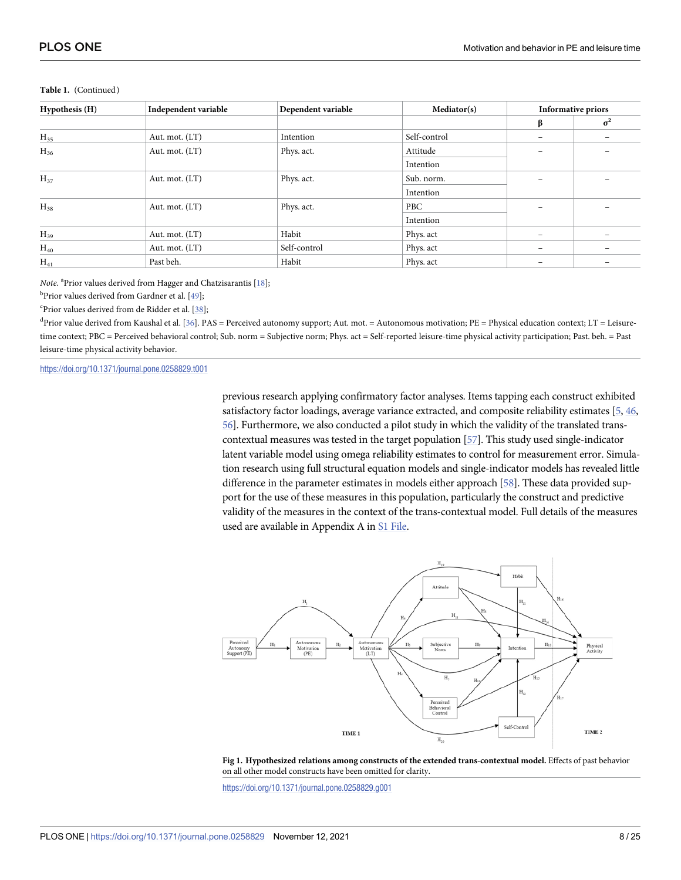**Table 1.** (Continued)

| Hypothesis (H) | Independent variable | Dependent variable | Mediator(s) | Informative priors | |
|---|---|---|---|---|---|
| | | | | β | $\sigma^2$ |
| $H_{35}$ | Aut. mot. (LT) | Intention | Self-control | – | – |
| $H_{36}$ | Aut. mot. (LT) | Phys. act. | Attitude<br>Intention | – | – |
| $H_{37}$ | Aut. mot. (LT) | Phys. act. | Sub. norm.<br>Intention | – | – |
| $H_{38}$ | Aut. mot. (LT) | Phys. act. | PBC<br>Intention | – | – |
| $H_{39}$ | Aut. mot. (LT) | Habit | Phys. act | – | – |
| $H_{40}$ | Aut. mot. (LT) | Self-control | Phys. act | – | – |
| $H_{41}$ | Past beh. | Habit | Phys. act | – | – |

*Note.* [a]Prior values derived from Hagger and Chatzisarantis [18];

[b]Prior values derived from Gardner et al. [49];

[c]Prior values derived from de Ridder et al. [38];

[d]Prior value derived from Kaushal et al. [36]. PAS = Perceived autonomy support; Aut. mot. = Autonomous motivation; PE = Physical education context; LT = Leisure-time context; PBC = Perceived behavioral control; Sub. norm = Subjective norm; Phys. act = Self-reported leisure-time physical activity participation; Past. beh. = Past leisure-time physical activity behavior.

https://doi.org/10.1371/journal.pone.0258829.t001

previous research applying confirmatory factor analyses. Items tapping each construct exhibited satisfactory factor loadings, average variance extracted, and composite reliability estimates [5, 46, 56]. Furthermore, we also conducted a pilot study in which the validity of the translated trans-contextual measures was tested in the target population [57]. This study used single-indicator latent variable model using omega reliability estimates to control for measurement error. Simulation research using full structural equation models and single-indicator models has revealed little difference in the parameter estimates in models either approach [58]. These data provided support for the use of these measures in this population, particularly the construct and predictive validity of the measures in the context of the trans-contextual model. Full details of the measures used are available in Appendix A in S1 File.

**Fig 1. Hypothesized relations among constructs of the extended trans-contextual model.** Effects of past behavior on all other model constructs have been omitted for clarity.

https://doi.org/10.1371/journal.pone.0258829.g001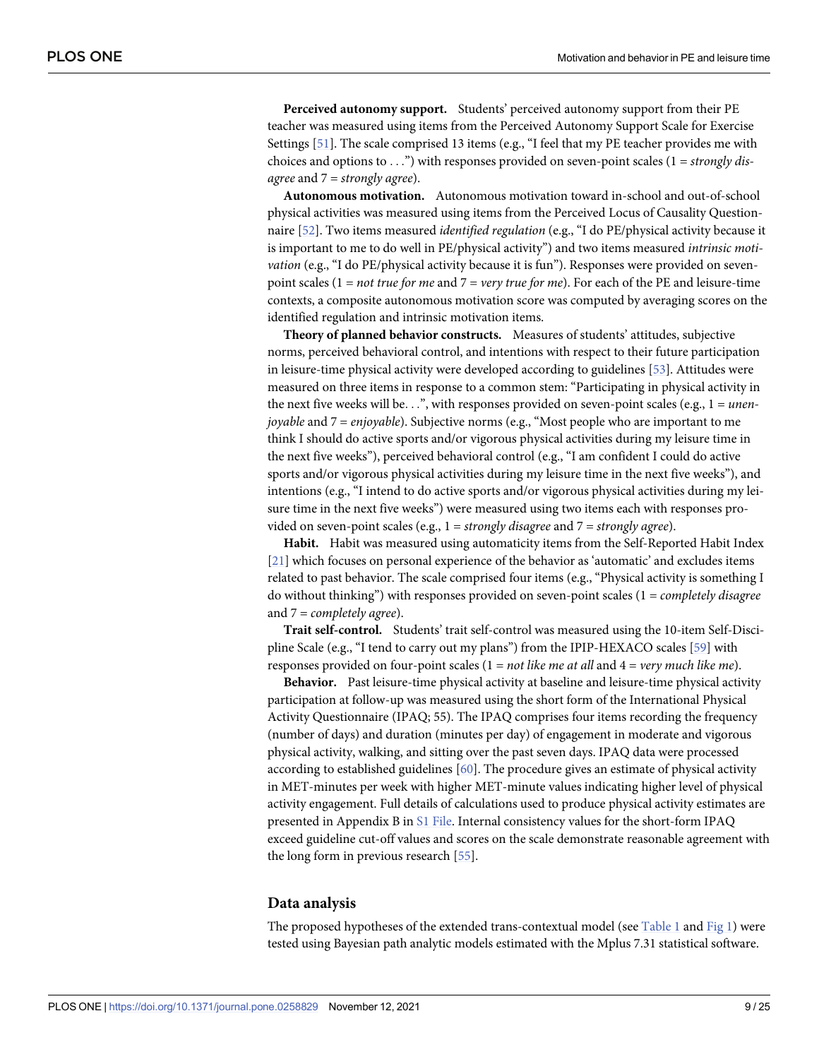**Perceived autonomy support.** Students' perceived autonomy support from their PE teacher was measured using items from the Perceived Autonomy Support Scale for Exercise Settings [51]. The scale comprised 13 items (e.g., "I feel that my PE teacher provides me with choices and options to . . .") with responses provided on seven-point scales (1 = *strongly disagree* and 7 = *strongly agree*).

**Autonomous motivation.** Autonomous motivation toward in-school and out-of-school physical activities was measured using items from the Perceived Locus of Causality Questionnaire [52]. Two items measured *identified regulation* (e.g., "I do PE/physical activity because it is important to me to do well in PE/physical activity") and two items measured *intrinsic motivation* (e.g., "I do PE/physical activity because it is fun"). Responses were provided on seven-point scales (1 = *not true for me* and 7 = *very true for me*). For each of the PE and leisure-time contexts, a composite autonomous motivation score was computed by averaging scores on the identified regulation and intrinsic motivation items.

**Theory of planned behavior constructs.** Measures of students' attitudes, subjective norms, perceived behavioral control, and intentions with respect to their future participation in leisure-time physical activity were developed according to guidelines [53]. Attitudes were measured on three items in response to a common stem: "Participating in physical activity in the next five weeks will be. . .", with responses provided on seven-point scales (e.g., 1 = *unenjoyable* and 7 = *enjoyable*). Subjective norms (e.g., "Most people who are important to me think I should do active sports and/or vigorous physical activities during my leisure time in the next five weeks"), perceived behavioral control (e.g., "I am confident I could do active sports and/or vigorous physical activities during my leisure time in the next five weeks"), and intentions (e.g., "I intend to do active sports and/or vigorous physical activities during my leisure time in the next five weeks") were measured using two items each with responses provided on seven-point scales (e.g., 1 = *strongly disagree* and 7 = *strongly agree*).

**Habit.** Habit was measured using automaticity items from the Self-Reported Habit Index [21] which focuses on personal experience of the behavior as 'automatic' and excludes items related to past behavior. The scale comprised four items (e.g., "Physical activity is something I do without thinking") with responses provided on seven-point scales (1 = *completely disagree* and 7 = *completely agree*).

**Trait self-control.** Students' trait self-control was measured using the 10-item Self-Discipline Scale (e.g., "I tend to carry out my plans") from the IPIP-HEXACO scales [59] with responses provided on four-point scales (1 = *not like me at all* and 4 = *very much like me*).

**Behavior.** Past leisure-time physical activity at baseline and leisure-time physical activity participation at follow-up was measured using the short form of the International Physical Activity Questionnaire (IPAQ; 55). The IPAQ comprises four items recording the frequency (number of days) and duration (minutes per day) of engagement in moderate and vigorous physical activity, walking, and sitting over the past seven days. IPAQ data were processed according to established guidelines [60]. The procedure gives an estimate of physical activity in MET-minutes per week with higher MET-minute values indicating higher level of physical activity engagement. Full details of calculations used to produce physical activity estimates are presented in Appendix B in S1 File. Internal consistency values for the short-form IPAQ exceed guideline cut-off values and scores on the scale demonstrate reasonable agreement with the long form in previous research [55].

## Data analysis

The proposed hypotheses of the extended trans-contextual model (see Table 1 and Fig 1) were tested using Bayesian path analytic models estimated with the Mplus 7.31 statistical software.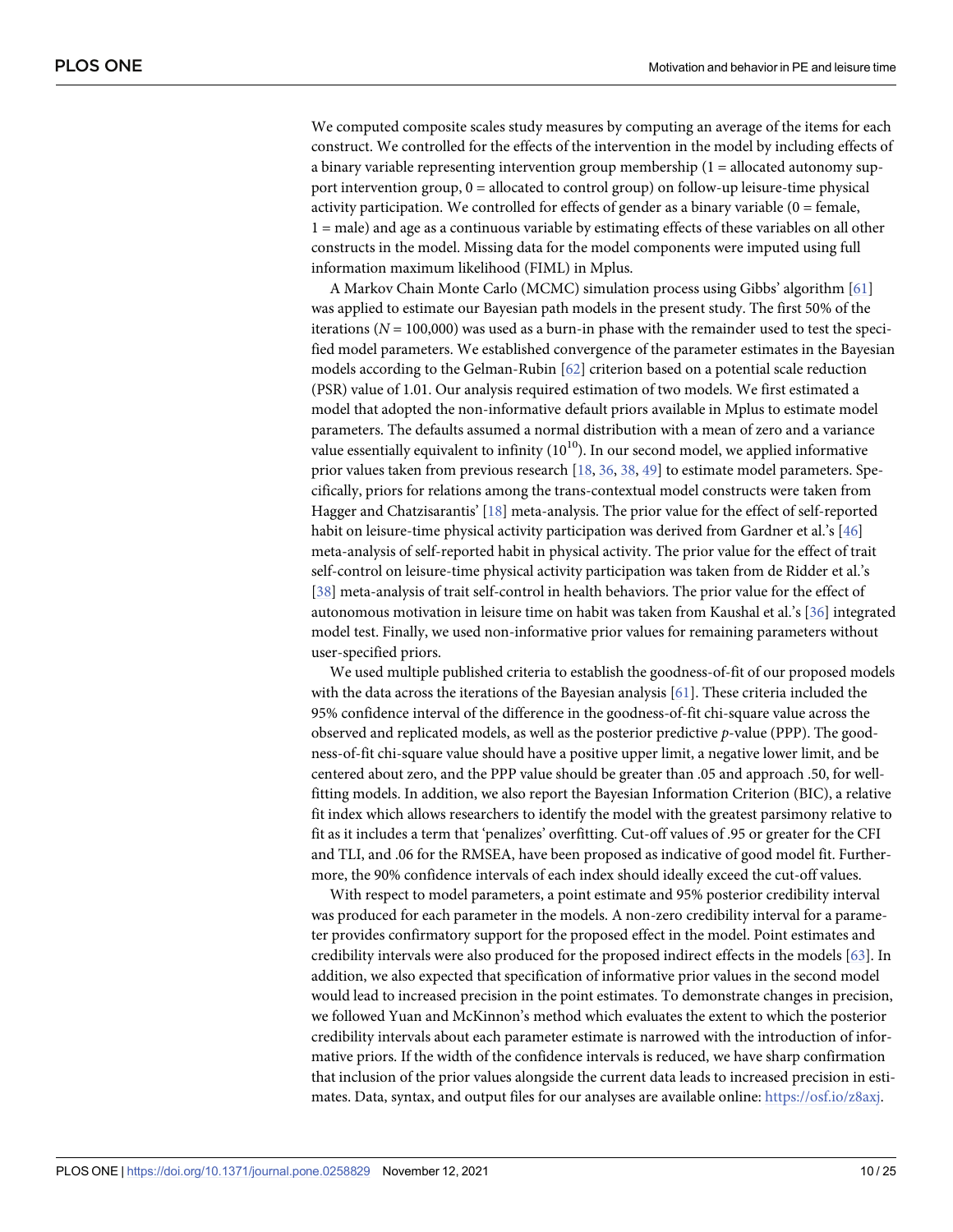We computed composite scales study measures by computing an average of the items for each construct. We controlled for the effects of the intervention in the model by including effects of a binary variable representing intervention group membership (1 = allocated autonomy support intervention group, 0 = allocated to control group) on follow-up leisure-time physical activity participation. We controlled for effects of gender as a binary variable (0 = female, 1 = male) and age as a continuous variable by estimating effects of these variables on all other constructs in the model. Missing data for the model components were imputed using full information maximum likelihood (FIML) in Mplus.

A Markov Chain Monte Carlo (MCMC) simulation process using Gibbs' algorithm [61] was applied to estimate our Bayesian path models in the present study. The first 50% of the iterations ($N = 100{,}000$) was used as a burn-in phase with the remainder used to test the specified model parameters. We established convergence of the parameter estimates in the Bayesian models according to the Gelman-Rubin [62] criterion based on a potential scale reduction (PSR) value of 1.01. Our analysis required estimation of two models. We first estimated a model that adopted the non-informative default priors available in Mplus to estimate model parameters. The defaults assumed a normal distribution with a mean of zero and a variance value essentially equivalent to infinity ($10^{10}$). In our second model, we applied informative prior values taken from previous research [18, 36, 38, 49] to estimate model parameters. Specifically, priors for relations among the trans-contextual model constructs were taken from Hagger and Chatzisarantis' [18] meta-analysis. The prior value for the effect of self-reported habit on leisure-time physical activity participation was derived from Gardner et al.'s [46] meta-analysis of self-reported habit in physical activity. The prior value for the effect of trait self-control on leisure-time physical activity participation was taken from de Ridder et al.'s [38] meta-analysis of trait self-control in health behaviors. The prior value for the effect of autonomous motivation in leisure time on habit was taken from Kaushal et al.'s [36] integrated model test. Finally, we used non-informative prior values for remaining parameters without user-specified priors.

We used multiple published criteria to establish the goodness-of-fit of our proposed models with the data across the iterations of the Bayesian analysis [61]. These criteria included the 95% confidence interval of the difference in the goodness-of-fit chi-square value across the observed and replicated models, as well as the posterior predictive *p*-value (PPP). The goodness-of-fit chi-square value should have a positive upper limit, a negative lower limit, and be centered about zero, and the PPP value should be greater than .05 and approach .50, for well-fitting models. In addition, we also report the Bayesian Information Criterion (BIC), a relative fit index which allows researchers to identify the model with the greatest parsimony relative to fit as it includes a term that 'penalizes' overfitting. Cut-off values of .95 or greater for the CFI and TLI, and .06 for the RMSEA, have been proposed as indicative of good model fit. Furthermore, the 90% confidence intervals of each index should ideally exceed the cut-off values.

With respect to model parameters, a point estimate and 95% posterior credibility interval was produced for each parameter in the models. A non-zero credibility interval for a parameter provides confirmatory support for the proposed effect in the model. Point estimates and credibility intervals were also produced for the proposed indirect effects in the models [63]. In addition, we also expected that specification of informative prior values in the second model would lead to increased precision in the point estimates. To demonstrate changes in precision, we followed Yuan and McKinnon's method which evaluates the extent to which the posterior credibility intervals about each parameter estimate is narrowed with the introduction of informative priors. If the width of the confidence intervals is reduced, we have sharp confirmation that inclusion of the prior values alongside the current data leads to increased precision in estimates. Data, syntax, and output files for our analyses are available online: https://osf.io/z8axj.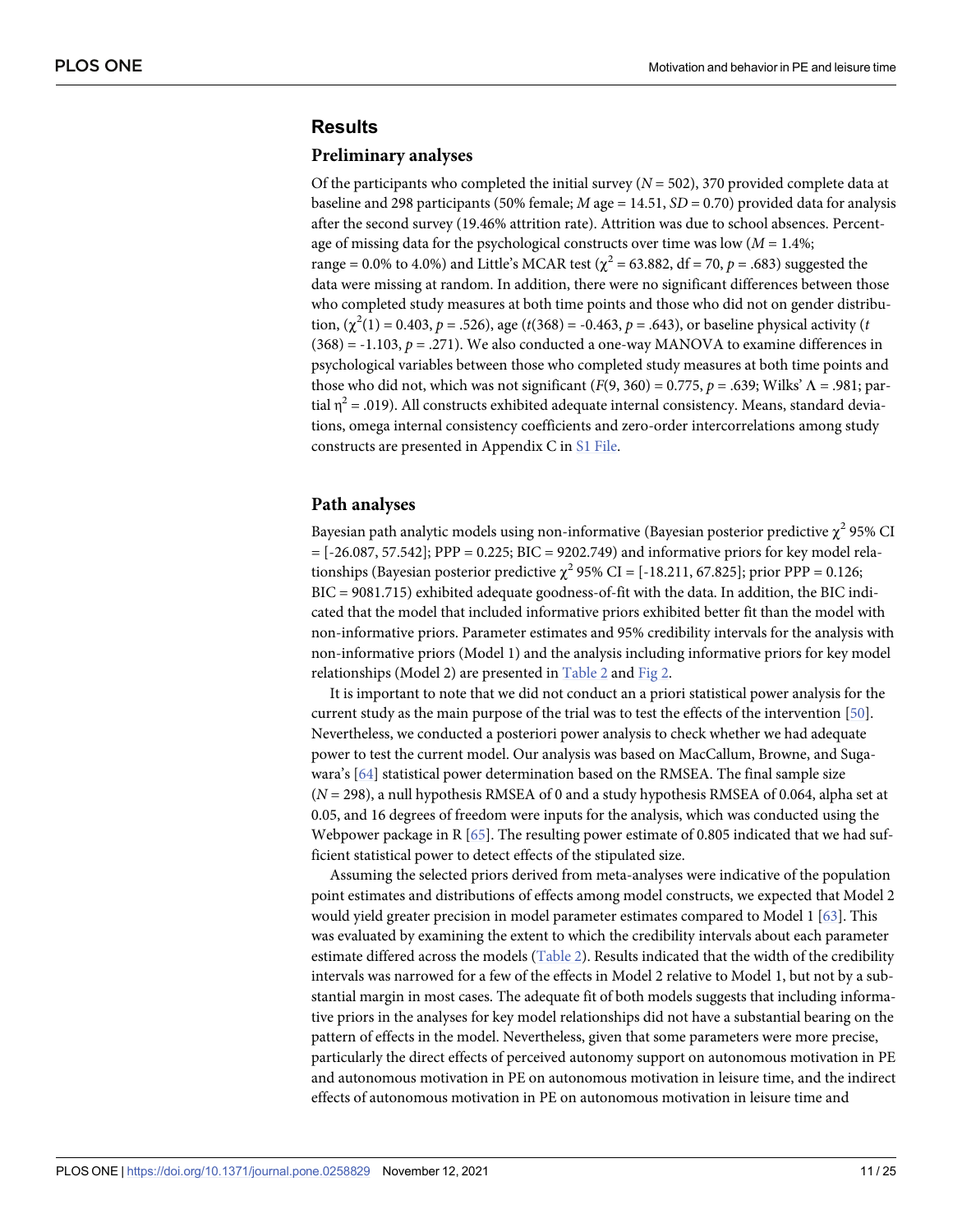## Results

### Preliminary analyses

Of the participants who completed the initial survey ($N$ = 502), 370 provided complete data at baseline and 298 participants (50% female; $M$ age = 14.51, $SD$ = 0.70) provided data for analysis after the second survey (19.46% attrition rate). Attrition was due to school absences. Percentage of missing data for the psychological constructs over time was low ($M$ = 1.4%; range = 0.0% to 4.0%) and Little's MCAR test ($\chi^2$ = 63.882, df = 70, $p$ = .683) suggested the data were missing at random. In addition, there were no significant differences between those who completed study measures at both time points and those who did not on gender distribution, ($\chi^2(1)$ = 0.403, $p$ = .526), age ($t(368)$ = -0.463, $p$ = .643), or baseline physical activity ($t(368)$ = -1.103, $p$ = .271). We also conducted a one-way MANOVA to examine differences in psychological variables between those who completed study measures at both time points and those who did not, which was not significant ($F(9, 360)$ = 0.775, $p$ = .639; Wilks' $\Lambda$ = .981; partial $\eta^2$ = .019). All constructs exhibited adequate internal consistency. Means, standard deviations, omega internal consistency coefficients and zero-order intercorrelations among study constructs are presented in Appendix C in S1 File.

### Path analyses

Bayesian path analytic models using non-informative (Bayesian posterior predictive $\chi^2$ 95% CI = [-26.087, 57.542]; PPP = 0.225; BIC = 9202.749) and informative priors for key model relationships (Bayesian posterior predictive $\chi^2$ 95% CI = [-18.211, 67.825]; prior PPP = 0.126; BIC = 9081.715) exhibited adequate goodness-of-fit with the data. In addition, the BIC indicated that the model that included informative priors exhibited better fit than the model with non-informative priors. Parameter estimates and 95% credibility intervals for the analysis with non-informative priors (Model 1) and the analysis including informative priors for key model relationships (Model 2) are presented in Table 2 and Fig 2.

It is important to note that we did not conduct an a priori statistical power analysis for the current study as the main purpose of the trial was to test the effects of the intervention [50]. Nevertheless, we conducted a posteriori power analysis to check whether we had adequate power to test the current model. Our analysis was based on MacCallum, Browne, and Sugawara's [64] statistical power determination based on the RMSEA. The final sample size ($N$ = 298), a null hypothesis RMSEA of 0 and a study hypothesis RMSEA of 0.064, alpha set at 0.05, and 16 degrees of freedom were inputs for the analysis, which was conducted using the Webpower package in R [65]. The resulting power estimate of 0.805 indicated that we had sufficient statistical power to detect effects of the stipulated size.

Assuming the selected priors derived from meta-analyses were indicative of the population point estimates and distributions of effects among model constructs, we expected that Model 2 would yield greater precision in model parameter estimates compared to Model 1 [63]. This was evaluated by examining the extent to which the credibility intervals about each parameter estimate differed across the models (Table 2). Results indicated that the width of the credibility intervals was narrowed for a few of the effects in Model 2 relative to Model 1, but not by a substantial margin in most cases. The adequate fit of both models suggests that including informative priors in the analyses for key model relationships did not have a substantial bearing on the pattern of effects in the model. Nevertheless, given that some parameters were more precise, particularly the direct effects of perceived autonomy support on autonomous motivation in PE and autonomous motivation in PE on autonomous motivation in leisure time, and the indirect effects of autonomous motivation in PE on autonomous motivation in leisure time and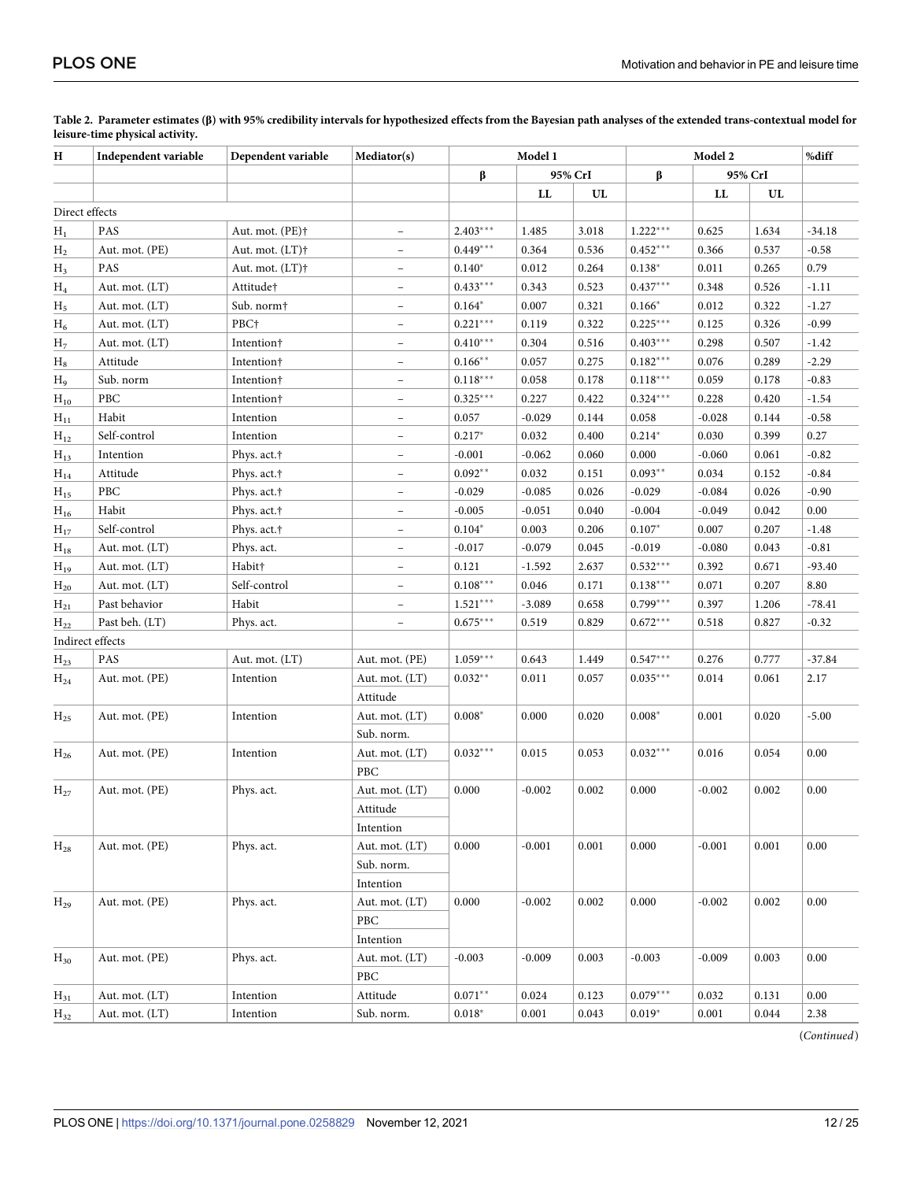**Table 2. Parameter estimates (β) with 95% credibility intervals for hypothesized effects from the Bayesian path analyses of the extended trans-contextual model for leisure-time physical activity.**

| H | Independent variable | Dependent variable | Mediator(s) | Model 1 | | | Model 2 | | | %diff |
|---|---|---|---|---|---|---|---|---|---|---|
| | | | | β | 95% CrI | | β | 95% CrI | | |
| | | | | | LL | UL | | LL | UL | |
| Direct effects | | | | | | | | | | |
| $H_1$ | PAS | Aut. mot. (PE)† | – | 2.403*** | 1.485 | 3.018 | 1.222*** | 0.625 | 1.634 | -34.18 |
| $H_2$ | Aut. mot. (PE) | Aut. mot. (LT)† | – | 0.449*** | 0.364 | 0.536 | 0.452*** | 0.366 | 0.537 | -0.58 |
| $H_3$ | PAS | Aut. mot. (LT)† | – | 0.140* | 0.012 | 0.264 | 0.138* | 0.011 | 0.265 | 0.79 |
| $H_4$ | Aut. mot. (LT) | Attitude† | – | 0.433*** | 0.343 | 0.523 | 0.437*** | 0.348 | 0.526 | -1.11 |
| $H_5$ | Aut. mot. (LT) | Sub. norm† | – | 0.164* | 0.007 | 0.321 | 0.166* | 0.012 | 0.322 | -1.27 |
| $H_6$ | Aut. mot. (LT) | PBC† | – | 0.221*** | 0.119 | 0.322 | 0.225*** | 0.125 | 0.326 | -0.99 |
| $H_7$ | Aut. mot. (LT) | Intention† | – | 0.410*** | 0.304 | 0.516 | 0.403*** | 0.298 | 0.507 | -1.42 |
| $H_8$ | Attitude | Intention† | – | 0.166** | 0.057 | 0.275 | 0.182*** | 0.076 | 0.289 | -2.29 |
| $H_9$ | Sub. norm | Intention† | – | 0.118*** | 0.058 | 0.178 | 0.118*** | 0.059 | 0.178 | -0.83 |
| $H_{10}$ | PBC | Intention† | – | 0.325*** | 0.227 | 0.422 | 0.324*** | 0.228 | 0.420 | -1.54 |
| $H_{11}$ | Habit | Intention | – | 0.057 | -0.029 | 0.144 | 0.058 | -0.028 | 0.144 | -0.58 |
| $H_{12}$ | Self-control | Intention | – | 0.217* | 0.032 | 0.400 | 0.214* | 0.030 | 0.399 | 0.27 |
| $H_{13}$ | Intention | Phys. act.† | – | -0.001 | -0.062 | 0.060 | 0.000 | -0.060 | 0.061 | -0.82 |
| $H_{14}$ | Attitude | Phys. act.† | – | 0.092** | 0.032 | 0.151 | 0.093** | 0.034 | 0.152 | -0.84 |
| $H_{15}$ | PBC | Phys. act.† | – | -0.029 | -0.085 | 0.026 | -0.029 | -0.084 | 0.026 | -0.90 |
| $H_{16}$ | Habit | Phys. act.† | – | -0.005 | -0.051 | 0.040 | -0.004 | -0.049 | 0.042 | 0.00 |
| $H_{17}$ | Self-control | Phys. act.† | – | 0.104* | 0.003 | 0.206 | 0.107* | 0.007 | 0.207 | -1.48 |
| $H_{18}$ | Aut. mot. (LT) | Phys. act. | – | -0.017 | -0.079 | 0.045 | -0.019 | -0.080 | 0.043 | -0.81 |
| $H_{19}$ | Aut. mot. (LT) | Habit† | – | 0.121 | -1.592 | 2.637 | 0.532*** | 0.392 | 0.671 | -93.40 |
| $H_{20}$ | Aut. mot. (LT) | Self-control | – | 0.108*** | 0.046 | 0.171 | 0.138*** | 0.071 | 0.207 | 8.80 |
| $H_{21}$ | Past behavior | Habit | – | 1.521*** | -3.089 | 0.658 | 0.799*** | 0.397 | 1.206 | -78.41 |
| $H_{22}$ | Past beh. (LT) | Phys. act. | – | 0.675*** | 0.519 | 0.829 | 0.672*** | 0.518 | 0.827 | -0.32 |
| Indirect effects | | | | | | | | | | |
| $H_{23}$ | PAS | Aut. mot. (LT) | Aut. mot. (PE) | 1.059*** | 0.643 | 1.449 | 0.547*** | 0.276 | 0.777 | -37.84 |
| $H_{24}$ | Aut. mot. (PE) | Intention | Aut. mot. (LT), Attitude | 0.032** | 0.011 | 0.057 | 0.035*** | 0.014 | 0.061 | 2.17 |
| $H_{25}$ | Aut. mot. (PE) | Intention | Aut. mot. (LT), Sub. norm. | 0.008* | 0.000 | 0.020 | 0.008* | 0.001 | 0.020 | -5.00 |
| $H_{26}$ | Aut. mot. (PE) | Intention | Aut. mot. (LT), PBC | 0.032*** | 0.015 | 0.053 | 0.032*** | 0.016 | 0.054 | 0.00 |
| $H_{27}$ | Aut. mot. (PE) | Phys. act. | Aut. mot. (LT), Attitude, Intention | 0.000 | -0.002 | 0.002 | 0.000 | -0.002 | 0.002 | 0.00 |
| $H_{28}$ | Aut. mot. (PE) | Phys. act. | Aut. mot. (LT), Sub. norm., Intention | 0.000 | -0.001 | 0.001 | 0.000 | -0.001 | 0.001 | 0.00 |
| $H_{29}$ | Aut. mot. (PE) | Phys. act. | Aut. mot. (LT), PBC, Intention | 0.000 | -0.002 | 0.002 | 0.000 | -0.002 | 0.002 | 0.00 |
| $H_{30}$ | Aut. mot. (PE) | Phys. act. | Aut. mot. (LT), PBC | -0.003 | -0.009 | 0.003 | -0.003 | -0.009 | 0.003 | 0.00 |
| $H_{31}$ | Aut. mot. (LT) | Intention | Attitude | 0.071** | 0.024 | 0.123 | 0.079*** | 0.032 | 0.131 | 0.00 |
| $H_{32}$ | Aut. mot. (LT) | Intention | Sub. norm. | 0.018* | 0.001 | 0.043 | 0.019* | 0.001 | 0.044 | 2.38 |

(Continued)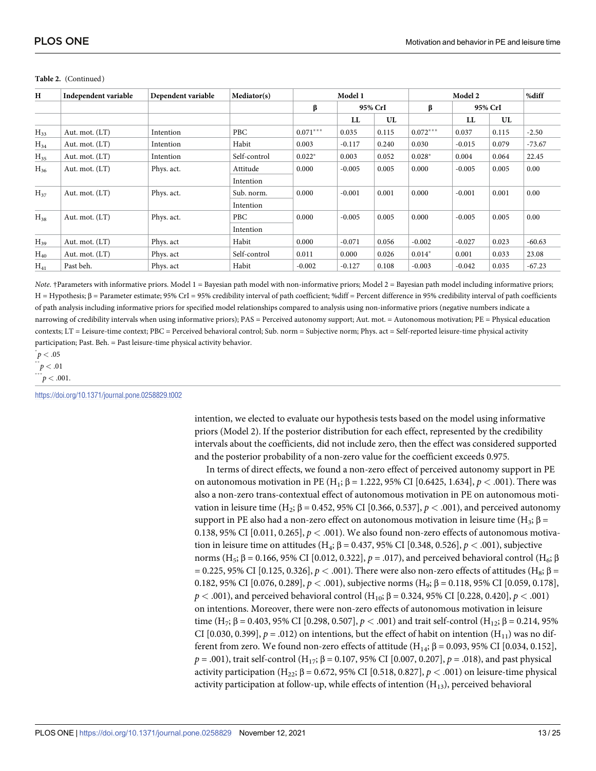**Table 2.** (Continued)

| H | Independent variable | Dependent variable | Mediator(s) | Model 1 | | | Model 2 | | | %diff |
|---|---|---|---|---|---|---|---|---|---|---|
| | | | | β | 95% CrI | | β | 95% CrI | | |
| | | | | | LL | UL | | LL | UL | |
| $H_{33}$ | Aut. mot. (LT) | Intention | PBC | 0.071*** | 0.035 | 0.115 | 0.072*** | 0.037 | 0.115 | -2.50 |
| $H_{34}$ | Aut. mot. (LT) | Intention | Habit | 0.003 | -0.117 | 0.240 | 0.030 | -0.015 | 0.079 | -73.67 |
| $H_{35}$ | Aut. mot. (LT) | Intention | Self-control | 0.022* | 0.003 | 0.052 | 0.028* | 0.004 | 0.064 | 22.45 |
| $H_{36}$ | Aut. mot. (LT) | Phys. act. | Attitude<br>Intention | 0.000 | -0.005 | 0.005 | 0.000 | -0.005 | 0.005 | 0.00 |
| $H_{37}$ | Aut. mot. (LT) | Phys. act. | Sub. norm.<br>Intention | 0.000 | -0.001 | 0.001 | 0.000 | -0.001 | 0.001 | 0.00 |
| $H_{38}$ | Aut. mot. (LT) | Phys. act. | PBC<br>Intention | 0.000 | -0.005 | 0.005 | 0.000 | -0.005 | 0.005 | 0.00 |
| $H_{39}$ | Aut. mot. (LT) | Phys. act | Habit | 0.000 | -0.071 | 0.056 | -0.002 | -0.027 | 0.023 | -60.63 |
| $H_{40}$ | Aut. mot. (LT) | Phys. act | Self-control | 0.011 | 0.000 | 0.026 | 0.014* | 0.001 | 0.033 | 23.08 |
| $H_{41}$ | Past beh. | Phys. act | Habit | -0.002 | -0.127 | 0.108 | -0.003 | -0.042 | 0.035 | -67.23 |

*Note*. †Parameters with informative priors. Model 1 = Bayesian path model with non-informative priors; Model 2 = Bayesian path model including informative priors; H = Hypothesis; β = Parameter estimate; 95% CrI = 95% credibility interval of path coefficient; %diff = Percent difference in 95% credibility interval of path coefficients of path analysis including informative priors for specified model relationships compared to analysis using non-informative priors (negative numbers indicate a narrowing of credibility intervals when using informative priors); PAS = Perceived autonomy support; Aut. mot. = Autonomous motivation; PE = Physical education contexts; LT = Leisure-time context; PBC = Perceived behavioral control; Sub. norm = Subjective norm; Phys. act = Self-reported leisure-time physical activity participation; Past. Beh. = Past leisure-time physical activity behavior.

\* $p < .05$

\*\* $p < .01$

\*\*\* $p < .001$.

https://doi.org/10.1371/journal.pone.0258829.t002

intention, we elected to evaluate our hypothesis tests based on the model using informative priors (Model 2). If the posterior distribution for each effect, represented by the credibility intervals about the coefficients, did not include zero, then the effect was considered supported and the posterior probability of a non-zero value for the coefficient exceeds 0.975.

In terms of direct effects, we found a non-zero effect of perceived autonomy support in PE on autonomous motivation in PE ($H_1$; β = 1.222, 95% CI [0.6425, 1.634], $p < .001$). There was also a non-zero trans-contextual effect of autonomous motivation in PE on autonomous motivation in leisure time ($H_2$; β = 0.452, 95% CI [0.366, 0.537], $p < .001$), and perceived autonomy support in PE also had a non-zero effect on autonomous motivation in leisure time ($H_3$; β = 0.138, 95% CI [0.011, 0.265], $p < .001$). We also found non-zero effects of autonomous motivation in leisure time on attitudes ($H_4$; β = 0.437, 95% CI [0.348, 0.526], $p < .001$), subjective norms ($H_5$; β = 0.166, 95% CI [0.012, 0.322], $p = .017$), and perceived behavioral control ($H_6$; β = 0.225, 95% CI [0.125, 0.326], $p < .001$). There were also non-zero effects of attitudes ($H_8$; β = 0.182, 95% CI [0.076, 0.289], $p < .001$), subjective norms ($H_9$; β = 0.118, 95% CI [0.059, 0.178], $p < .001$), and perceived behavioral control ($H_{10}$; β = 0.324, 95% CI [0.228, 0.420], $p < .001$) on intentions. Moreover, there were non-zero effects of autonomous motivation in leisure time ($H_7$; β = 0.403, 95% CI [0.298, 0.507], $p < .001$) and trait self-control ($H_{12}$; β = 0.214, 95% CI [0.030, 0.399], $p = .012$) on intentions, but the effect of habit on intention ($H_{11}$) was no different from zero. We found non-zero effects of attitude ($H_{14}$; β = 0.093, 95% CI [0.034, 0.152], $p = .001$), trait self-control ($H_{17}$; β = 0.107, 95% CI [0.007, 0.207], $p = .018$), and past physical activity participation ($H_{22}$; β = 0.672, 95% CI [0.518, 0.827], $p < .001$) on leisure-time physical activity participation at follow-up, while effects of intention ($H_{13}$), perceived behavioral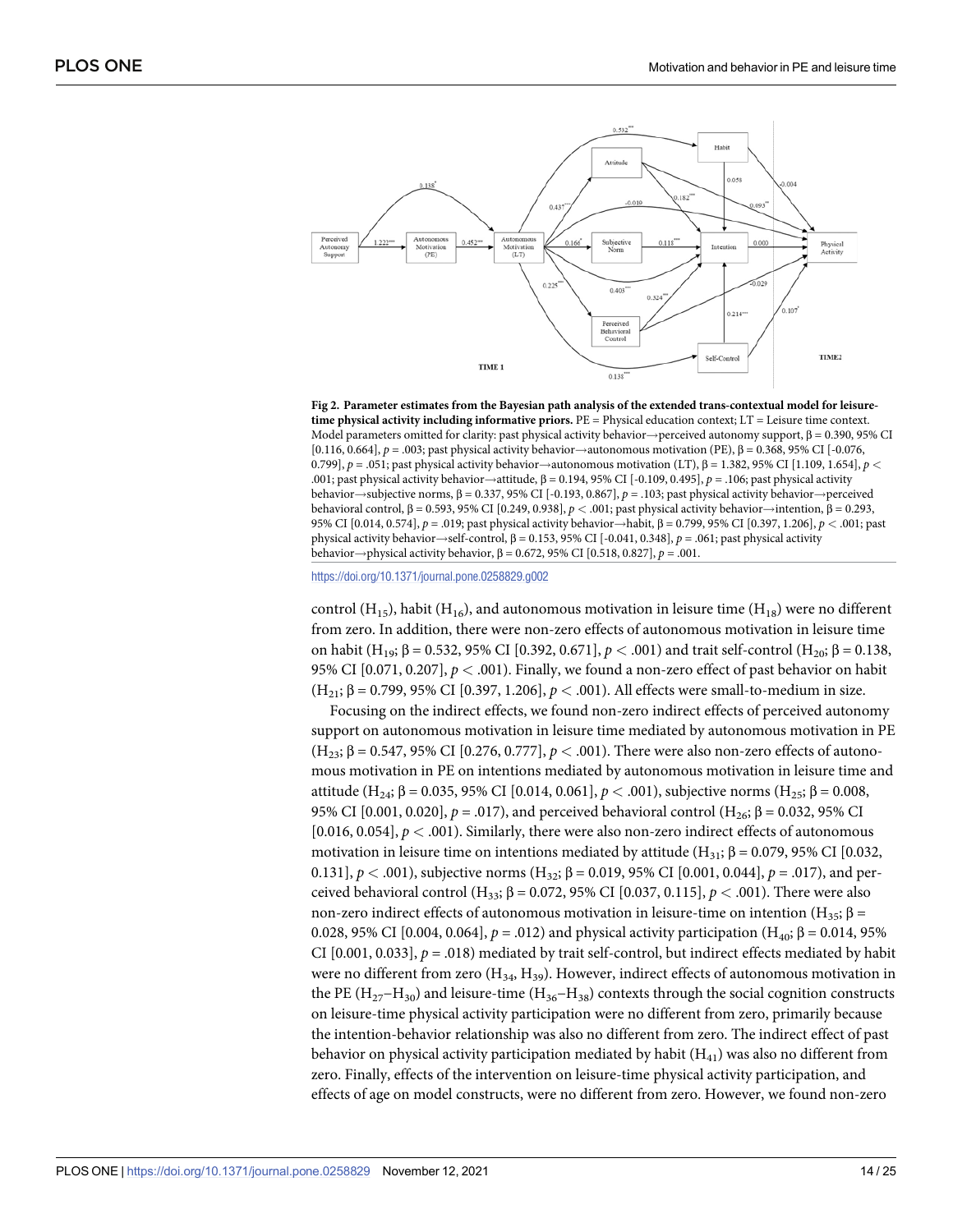**Fig 2. Parameter estimates from the Bayesian path analysis of the extended trans-contextual model for leisure-time physical activity including informative priors.** PE = Physical education context; LT = Leisure time context. Model parameters omitted for clarity: past physical activity behavior→perceived autonomy support, β = 0.390, 95% CI [0.116, 0.664], $p = .003$; past physical activity behavior→autonomous motivation (PE), β = 0.368, 95% CI [-0.076, 0.799], $p = .051$; past physical activity behavior→autonomous motivation (LT), β = 1.382, 95% CI [1.109, 1.654], $p < .001$; past physical activity behavior→attitude, β = 0.194, 95% CI [-0.109, 0.495], $p = .106$; past physical activity behavior→subjective norms, β = 0.337, 95% CI [-0.193, 0.867], $p = .103$; past physical activity behavior→perceived behavioral control, β = 0.593, 95% CI [0.249, 0.938], $p < .001$; past physical activity behavior→intention, β = 0.293, 95% CI [0.014, 0.574], $p = .019$; past physical activity behavior→habit, β = 0.799, 95% CI [0.397, 1.206], $p < .001$; past physical activity behavior→self-control, β = 0.153, 95% CI [-0.041, 0.348], $p = .061$; past physical activity behavior→physical activity behavior, β = 0.672, 95% CI [0.518, 0.827], $p = .001$.

https://doi.org/10.1371/journal.pone.0258829.g002

control ($H_{15}$), habit ($H_{16}$), and autonomous motivation in leisure time ($H_{18}$) were no different from zero. In addition, there were non-zero effects of autonomous motivation in leisure time on habit ($H_{19}$; β = 0.532, 95% CI [0.392, 0.671], $p < .001$) and trait self-control ($H_{20}$; β = 0.138, 95% CI [0.071, 0.207], $p < .001$). Finally, we found a non-zero effect of past behavior on habit ($H_{21}$; β = 0.799, 95% CI [0.397, 1.206], $p < .001$). All effects were small-to-medium in size.

Focusing on the indirect effects, we found non-zero indirect effects of perceived autonomy support on autonomous motivation in leisure time mediated by autonomous motivation in PE ($H_{23}$; β = 0.547, 95% CI [0.276, 0.777], $p < .001$). There were also non-zero effects of autonomous motivation in PE on intentions mediated by autonomous motivation in leisure time and attitude ($H_{24}$; β = 0.035, 95% CI [0.014, 0.061], $p < .001$), subjective norms ($H_{25}$; β = 0.008, 95% CI [0.001, 0.020], $p = .017$), and perceived behavioral control ($H_{26}$; β = 0.032, 95% CI [0.016, 0.054], $p < .001$). Similarly, there were also non-zero indirect effects of autonomous motivation in leisure time on intentions mediated by attitude ($H_{31}$; β = 0.079, 95% CI [0.032, 0.131], $p < .001$), subjective norms ($H_{32}$; β = 0.019, 95% CI [0.001, 0.044], $p = .017$), and perceived behavioral control ($H_{33}$; β = 0.072, 95% CI [0.037, 0.115], $p < .001$). There were also non-zero indirect effects of autonomous motivation in leisure-time on intention ($H_{35}$; β = 0.028, 95% CI [0.004, 0.064], $p = .012$) and physical activity participation ($H_{40}$; β = 0.014, 95% CI [0.001, 0.033], $p = .018$) mediated by trait self-control, but indirect effects mediated by habit were no different from zero ($H_{34}$, $H_{39}$). However, indirect effects of autonomous motivation in the PE ($H_{27}$–$H_{30}$) and leisure-time ($H_{36}$–$H_{38}$) contexts through the social cognition constructs on leisure-time physical activity participation were no different from zero, primarily because the intention-behavior relationship was also no different from zero. The indirect effect of past behavior on physical activity participation mediated by habit ($H_{41}$) was also no different from zero. Finally, effects of the intervention on leisure-time physical activity participation, and effects of age on model constructs, were no different from zero. However, we found non-zero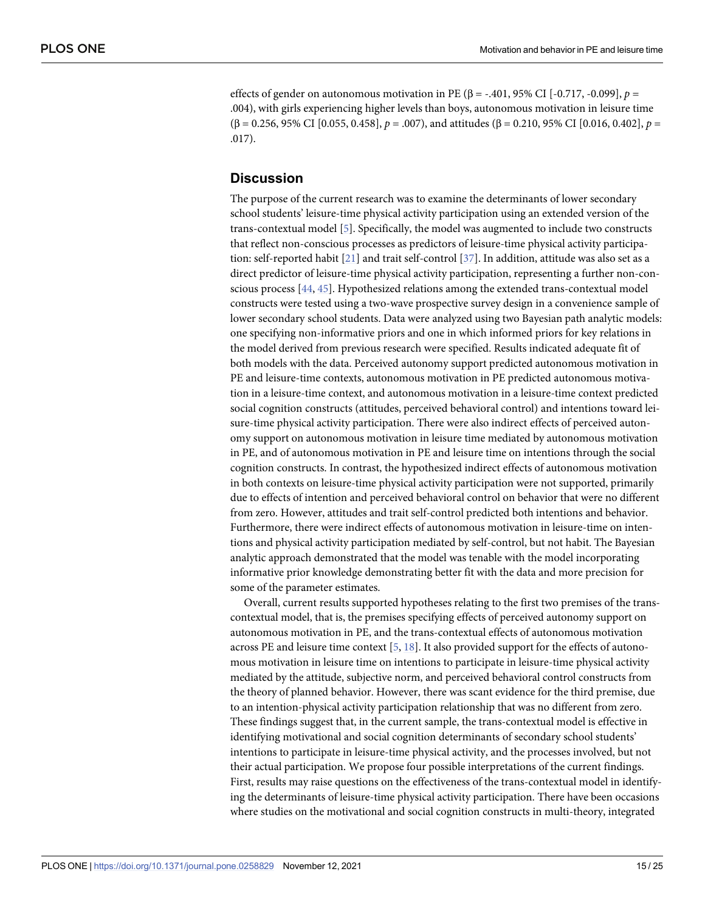effects of gender on autonomous motivation in PE ($\beta$ = -.401, 95% CI [-0.717, -0.099], $p$ = .004), with girls experiencing higher levels than boys, autonomous motivation in leisure time ($\beta$ = 0.256, 95% CI [0.055, 0.458], $p$ = .007), and attitudes ($\beta$ = 0.210, 95% CI [0.016, 0.402], $p$ = .017).

## Discussion

The purpose of the current research was to examine the determinants of lower secondary school students' leisure-time physical activity participation using an extended version of the trans-contextual model [5]. Specifically, the model was augmented to include two constructs that reflect non-conscious processes as predictors of leisure-time physical activity participation: self-reported habit [21] and trait self-control [37]. In addition, attitude was also set as a direct predictor of leisure-time physical activity participation, representing a further non-conscious process [44, 45]. Hypothesized relations among the extended trans-contextual model constructs were tested using a two-wave prospective survey design in a convenience sample of lower secondary school students. Data were analyzed using two Bayesian path analytic models: one specifying non-informative priors and one in which informed priors for key relations in the model derived from previous research were specified. Results indicated adequate fit of both models with the data. Perceived autonomy support predicted autonomous motivation in PE and leisure-time contexts, autonomous motivation in PE predicted autonomous motivation in a leisure-time context, and autonomous motivation in a leisure-time context predicted social cognition constructs (attitudes, perceived behavioral control) and intentions toward leisure-time physical activity participation. There were also indirect effects of perceived autonomy support on autonomous motivation in leisure time mediated by autonomous motivation in PE, and of autonomous motivation in PE and leisure time on intentions through the social cognition constructs. In contrast, the hypothesized indirect effects of autonomous motivation in both contexts on leisure-time physical activity participation were not supported, primarily due to effects of intention and perceived behavioral control on behavior that were no different from zero. However, attitudes and trait self-control predicted both intentions and behavior. Furthermore, there were indirect effects of autonomous motivation in leisure-time on intentions and physical activity participation mediated by self-control, but not habit. The Bayesian analytic approach demonstrated that the model was tenable with the model incorporating informative prior knowledge demonstrating better fit with the data and more precision for some of the parameter estimates.

Overall, current results supported hypotheses relating to the first two premises of the trans-contextual model, that is, the premises specifying effects of perceived autonomy support on autonomous motivation in PE, and the trans-contextual effects of autonomous motivation across PE and leisure time context [5, 18]. It also provided support for the effects of autonomous motivation in leisure time on intentions to participate in leisure-time physical activity mediated by the attitude, subjective norm, and perceived behavioral control constructs from the theory of planned behavior. However, there was scant evidence for the third premise, due to an intention-physical activity participation relationship that was no different from zero. These findings suggest that, in the current sample, the trans-contextual model is effective in identifying motivational and social cognition determinants of secondary school students' intentions to participate in leisure-time physical activity, and the processes involved, but not their actual participation. We propose four possible interpretations of the current findings. First, results may raise questions on the effectiveness of the trans-contextual model in identifying the determinants of leisure-time physical activity participation. There have been occasions where studies on the motivational and social cognition constructs in multi-theory, integrated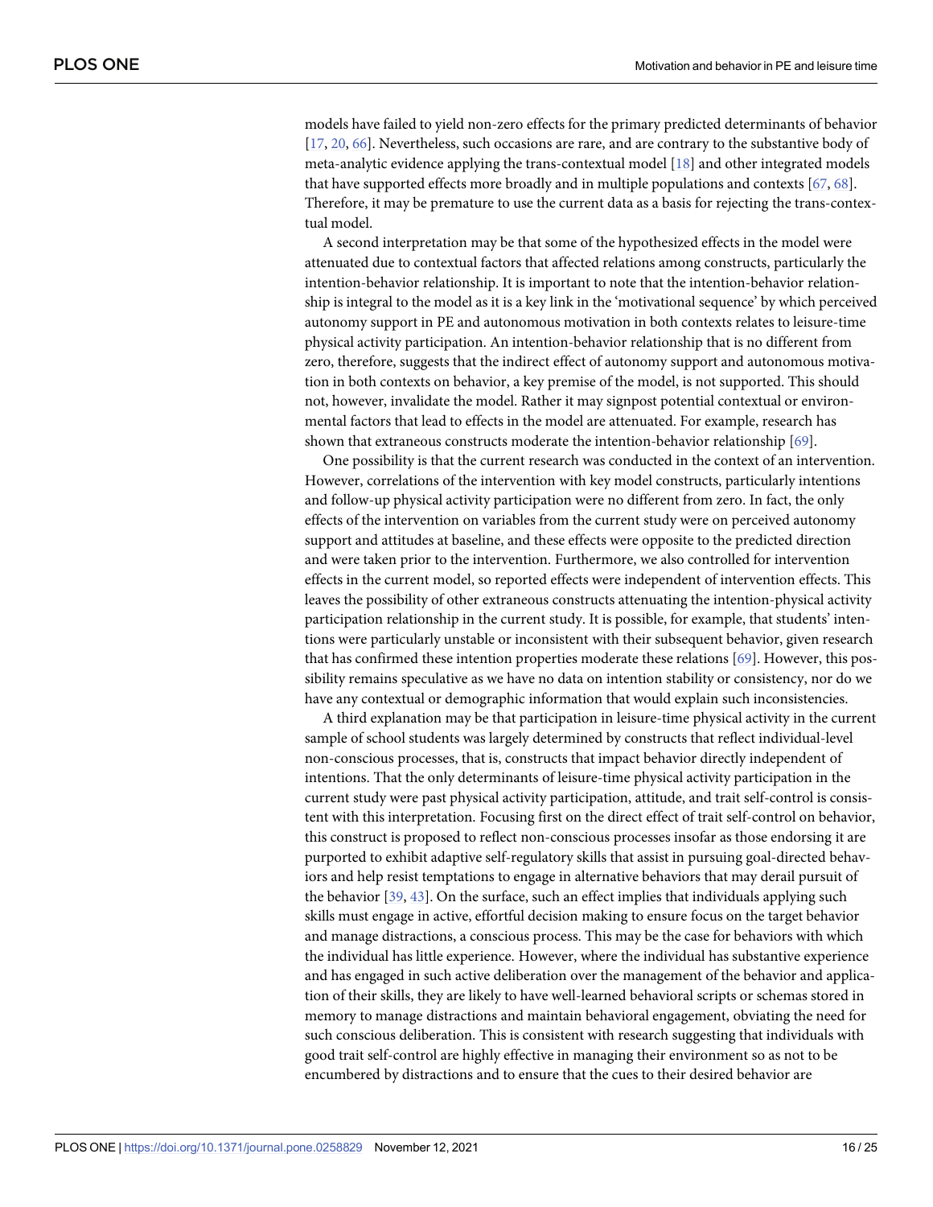models have failed to yield non-zero effects for the primary predicted determinants of behavior [17, 20, 66]. Nevertheless, such occasions are rare, and are contrary to the substantive body of meta-analytic evidence applying the trans-contextual model [18] and other integrated models that have supported effects more broadly and in multiple populations and contexts [67, 68]. Therefore, it may be premature to use the current data as a basis for rejecting the trans-contextual model.

A second interpretation may be that some of the hypothesized effects in the model were attenuated due to contextual factors that affected relations among constructs, particularly the intention-behavior relationship. It is important to note that the intention-behavior relationship is integral to the model as it is a key link in the 'motivational sequence' by which perceived autonomy support in PE and autonomous motivation in both contexts relates to leisure-time physical activity participation. An intention-behavior relationship that is no different from zero, therefore, suggests that the indirect effect of autonomy support and autonomous motivation in both contexts on behavior, a key premise of the model, is not supported. This should not, however, invalidate the model. Rather it may signpost potential contextual or environmental factors that lead to effects in the model are attenuated. For example, research has shown that extraneous constructs moderate the intention-behavior relationship [69].

One possibility is that the current research was conducted in the context of an intervention. However, correlations of the intervention with key model constructs, particularly intentions and follow-up physical activity participation were no different from zero. In fact, the only effects of the intervention on variables from the current study were on perceived autonomy support and attitudes at baseline, and these effects were opposite to the predicted direction and were taken prior to the intervention. Furthermore, we also controlled for intervention effects in the current model, so reported effects were independent of intervention effects. This leaves the possibility of other extraneous constructs attenuating the intention-physical activity participation relationship in the current study. It is possible, for example, that students' intentions were particularly unstable or inconsistent with their subsequent behavior, given research that has confirmed these intention properties moderate these relations [69]. However, this possibility remains speculative as we have no data on intention stability or consistency, nor do we have any contextual or demographic information that would explain such inconsistencies.

A third explanation may be that participation in leisure-time physical activity in the current sample of school students was largely determined by constructs that reflect individual-level non-conscious processes, that is, constructs that impact behavior directly independent of intentions. That the only determinants of leisure-time physical activity participation in the current study were past physical activity participation, attitude, and trait self-control is consistent with this interpretation. Focusing first on the direct effect of trait self-control on behavior, this construct is proposed to reflect non-conscious processes insofar as those endorsing it are purported to exhibit adaptive self-regulatory skills that assist in pursuing goal-directed behaviors and help resist temptations to engage in alternative behaviors that may derail pursuit of the behavior [39, 43]. On the surface, such an effect implies that individuals applying such skills must engage in active, effortful decision making to ensure focus on the target behavior and manage distractions, a conscious process. This may be the case for behaviors with which the individual has little experience. However, where the individual has substantive experience and has engaged in such active deliberation over the management of the behavior and application of their skills, they are likely to have well-learned behavioral scripts or schemas stored in memory to manage distractions and maintain behavioral engagement, obviating the need for such conscious deliberation. This is consistent with research suggesting that individuals with good trait self-control are highly effective in managing their environment so as not to be encumbered by distractions and to ensure that the cues to their desired behavior are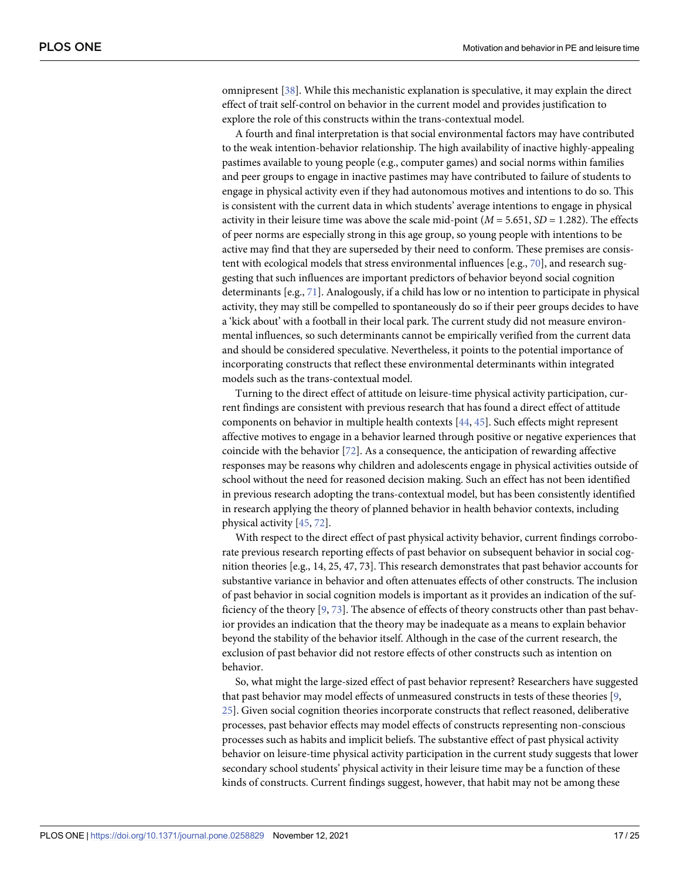omnipresent [38]. While this mechanistic explanation is speculative, it may explain the direct effect of trait self-control on behavior in the current model and provides justification to explore the role of this constructs within the trans-contextual model.

A fourth and final interpretation is that social environmental factors may have contributed to the weak intention-behavior relationship. The high availability of inactive highly-appealing pastimes available to young people (e.g., computer games) and social norms within families and peer groups to engage in inactive pastimes may have contributed to failure of students to engage in physical activity even if they had autonomous motives and intentions to do so. This is consistent with the current data in which students' average intentions to engage in physical activity in their leisure time was above the scale mid-point ($M$ = 5.651, $SD$ = 1.282). The effects of peer norms are especially strong in this age group, so young people with intentions to be active may find that they are superseded by their need to conform. These premises are consistent with ecological models that stress environmental influences [e.g., 70], and research suggesting that such influences are important predictors of behavior beyond social cognition determinants [e.g., 71]. Analogously, if a child has low or no intention to participate in physical activity, they may still be compelled to spontaneously do so if their peer groups decides to have a 'kick about' with a football in their local park. The current study did not measure environmental influences, so such determinants cannot be empirically verified from the current data and should be considered speculative. Nevertheless, it points to the potential importance of incorporating constructs that reflect these environmental determinants within integrated models such as the trans-contextual model.

Turning to the direct effect of attitude on leisure-time physical activity participation, current findings are consistent with previous research that has found a direct effect of attitude components on behavior in multiple health contexts [44, 45]. Such effects might represent affective motives to engage in a behavior learned through positive or negative experiences that coincide with the behavior [72]. As a consequence, the anticipation of rewarding affective responses may be reasons why children and adolescents engage in physical activities outside of school without the need for reasoned decision making. Such an effect has not been identified in previous research adopting the trans-contextual model, but has been consistently identified in research applying the theory of planned behavior in health behavior contexts, including physical activity [45, 72].

With respect to the direct effect of past physical activity behavior, current findings corroborate previous research reporting effects of past behavior on subsequent behavior in social cognition theories [e.g., 14, 25, 47, 73]. This research demonstrates that past behavior accounts for substantive variance in behavior and often attenuates effects of other constructs. The inclusion of past behavior in social cognition models is important as it provides an indication of the sufficiency of the theory [9, 73]. The absence of effects of theory constructs other than past behavior provides an indication that the theory may be inadequate as a means to explain behavior beyond the stability of the behavior itself. Although in the case of the current research, the exclusion of past behavior did not restore effects of other constructs such as intention on behavior.

So, what might the large-sized effect of past behavior represent? Researchers have suggested that past behavior may model effects of unmeasured constructs in tests of these theories [9, 25]. Given social cognition theories incorporate constructs that reflect reasoned, deliberative processes, past behavior effects may model effects of constructs representing non-conscious processes such as habits and implicit beliefs. The substantive effect of past physical activity behavior on leisure-time physical activity participation in the current study suggests that lower secondary school students' physical activity in their leisure time may be a function of these kinds of constructs. Current findings suggest, however, that habit may not be among these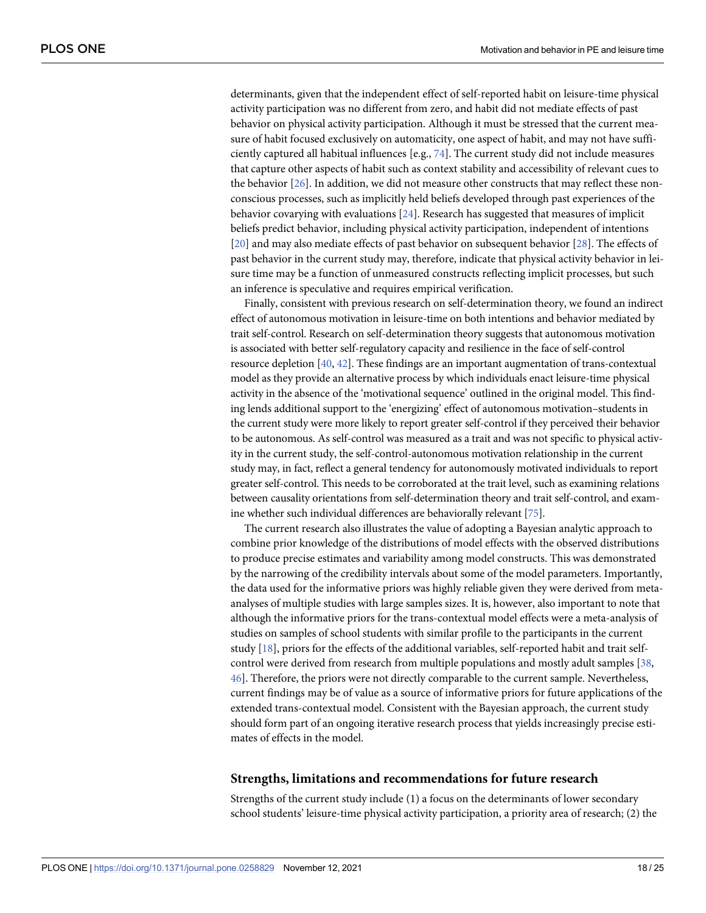determinants, given that the independent effect of self-reported habit on leisure-time physical activity participation was no different from zero, and habit did not mediate effects of past behavior on physical activity participation. Although it must be stressed that the current measure of habit focused exclusively on automaticity, one aspect of habit, and may not have sufficiently captured all habitual influences [e.g., 74]. The current study did not include measures that capture other aspects of habit such as context stability and accessibility of relevant cues to the behavior [26]. In addition, we did not measure other constructs that may reflect these non-conscious processes, such as implicitly held beliefs developed through past experiences of the behavior covarying with evaluations [24]. Research has suggested that measures of implicit beliefs predict behavior, including physical activity participation, independent of intentions [20] and may also mediate effects of past behavior on subsequent behavior [28]. The effects of past behavior in the current study may, therefore, indicate that physical activity behavior in leisure time may be a function of unmeasured constructs reflecting implicit processes, but such an inference is speculative and requires empirical verification.

Finally, consistent with previous research on self-determination theory, we found an indirect effect of autonomous motivation in leisure-time on both intentions and behavior mediated by trait self-control. Research on self-determination theory suggests that autonomous motivation is associated with better self-regulatory capacity and resilience in the face of self-control resource depletion [40, 42]. These findings are an important augmentation of trans-contextual model as they provide an alternative process by which individuals enact leisure-time physical activity in the absence of the 'motivational sequence' outlined in the original model. This finding lends additional support to the 'energizing' effect of autonomous motivation–students in the current study were more likely to report greater self-control if they perceived their behavior to be autonomous. As self-control was measured as a trait and was not specific to physical activity in the current study, the self-control-autonomous motivation relationship in the current study may, in fact, reflect a general tendency for autonomously motivated individuals to report greater self-control. This needs to be corroborated at the trait level, such as examining relations between causality orientations from self-determination theory and trait self-control, and examine whether such individual differences are behaviorally relevant [75].

The current research also illustrates the value of adopting a Bayesian analytic approach to combine prior knowledge of the distributions of model effects with the observed distributions to produce precise estimates and variability among model constructs. This was demonstrated by the narrowing of the credibility intervals about some of the model parameters. Importantly, the data used for the informative priors was highly reliable given they were derived from meta-analyses of multiple studies with large samples sizes. It is, however, also important to note that although the informative priors for the trans-contextual model effects were a meta-analysis of studies on samples of school students with similar profile to the participants in the current study [18], priors for the effects of the additional variables, self-reported habit and trait self-control were derived from research from multiple populations and mostly adult samples [38, 46]. Therefore, the priors were not directly comparable to the current sample. Nevertheless, current findings may be of value as a source of informative priors for future applications of the extended trans-contextual model. Consistent with the Bayesian approach, the current study should form part of an ongoing iterative research process that yields increasingly precise estimates of effects in the model.

## Strengths, limitations and recommendations for future research

Strengths of the current study include (1) a focus on the determinants of lower secondary school students' leisure-time physical activity participation, a priority area of research; (2) the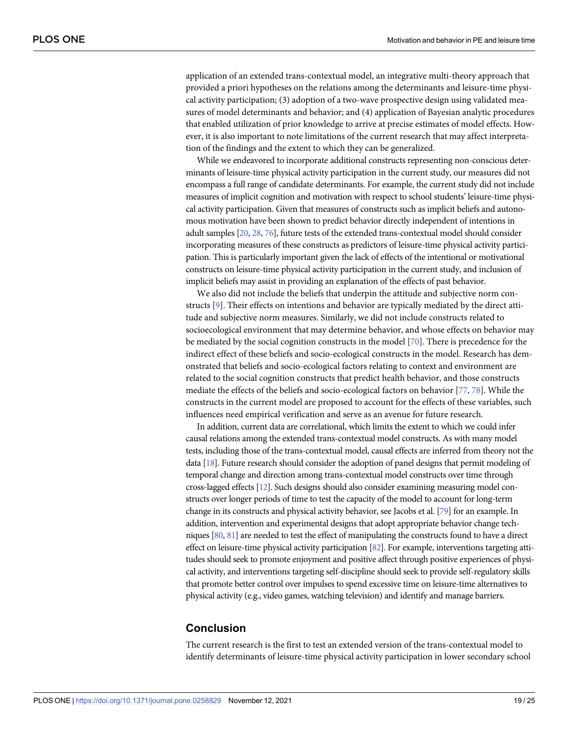application of an extended trans-contextual model, an integrative multi-theory approach that provided a priori hypotheses on the relations among the determinants and leisure-time physical activity participation; (3) adoption of a two-wave prospective design using validated measures of model determinants and behavior; and (4) application of Bayesian analytic procedures that enabled utilization of prior knowledge to arrive at precise estimates of model effects. However, it is also important to note limitations of the current research that may affect interpretation of the findings and the extent to which they can be generalized.

While we endeavored to incorporate additional constructs representing non-conscious determinants of leisure-time physical activity participation in the current study, our measures did not encompass a full range of candidate determinants. For example, the current study did not include measures of implicit cognition and motivation with respect to school students' leisure-time physical activity participation. Given that measures of constructs such as implicit beliefs and autonomous motivation have been shown to predict behavior directly independent of intentions in adult samples [20, 28, 76], future tests of the extended trans-contextual model should consider incorporating measures of these constructs as predictors of leisure-time physical activity participation. This is particularly important given the lack of effects of the intentional or motivational constructs on leisure-time physical activity participation in the current study, and inclusion of implicit beliefs may assist in providing an explanation of the effects of past behavior.

We also did not include the beliefs that underpin the attitude and subjective norm constructs [9]. Their effects on intentions and behavior are typically mediated by the direct attitude and subjective norm measures. Similarly, we did not include constructs related to socioecological environment that may determine behavior, and whose effects on behavior may be mediated by the social cognition constructs in the model [70]. There is precedence for the indirect effect of these beliefs and socio-ecological constructs in the model. Research has demonstrated that beliefs and socio-ecological factors relating to context and environment are related to the social cognition constructs that predict health behavior, and those constructs mediate the effects of the beliefs and socio-ecological factors on behavior [77, 78]. While the constructs in the current model are proposed to account for the effects of these variables, such influences need empirical verification and serve as an avenue for future research.

In addition, current data are correlational, which limits the extent to which we could infer causal relations among the extended trans-contextual model constructs. As with many model tests, including those of the trans-contextual model, causal effects are inferred from theory not the data [18]. Future research should consider the adoption of panel designs that permit modeling of temporal change and direction among trans-contextual model constructs over time through cross-lagged effects [12]. Such designs should also consider examining measuring model constructs over longer periods of time to test the capacity of the model to account for long-term change in its constructs and physical activity behavior, see Jacobs et al. [79] for an example. In addition, intervention and experimental designs that adopt appropriate behavior change techniques [80, 81] are needed to test the effect of manipulating the constructs found to have a direct effect on leisure-time physical activity participation [82]. For example, interventions targeting attitudes should seek to promote enjoyment and positive affect through positive experiences of physical activity, and interventions targeting self-discipline should seek to provide self-regulatory skills that promote better control over impulses to spend excessive time on leisure-time alternatives to physical activity (e.g., video games, watching television) and identify and manage barriers.

## Conclusion

The current research is the first to test an extended version of the trans-contextual model to identify determinants of leisure-time physical activity participation in lower secondary school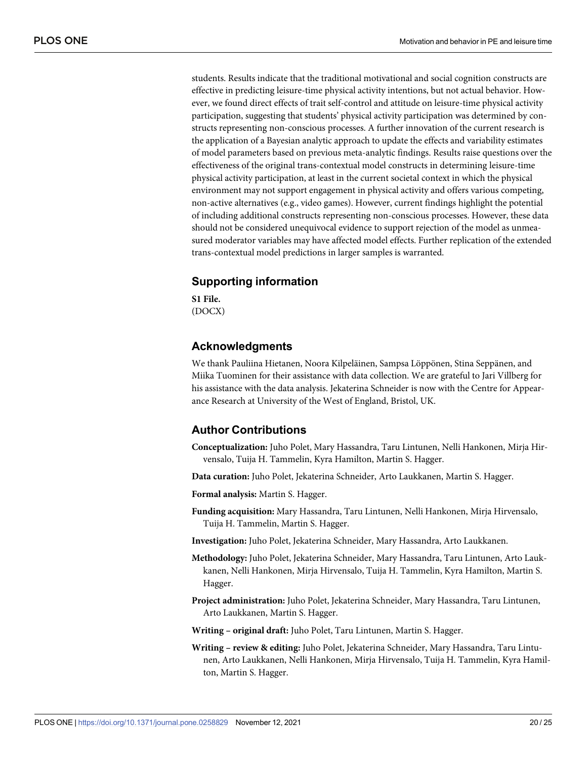students. Results indicate that the traditional motivational and social cognition constructs are effective in predicting leisure-time physical activity intentions, but not actual behavior. However, we found direct effects of trait self-control and attitude on leisure-time physical activity participation, suggesting that students' physical activity participation was determined by constructs representing non-conscious processes. A further innovation of the current research is the application of a Bayesian analytic approach to update the effects and variability estimates of model parameters based on previous meta-analytic findings. Results raise questions over the effectiveness of the original trans-contextual model constructs in determining leisure-time physical activity participation, at least in the current societal context in which the physical environment may not support engagement in physical activity and offers various competing, non-active alternatives (e.g., video games). However, current findings highlight the potential of including additional constructs representing non-conscious processes. However, these data should not be considered unequivocal evidence to support rejection of the model as unmeasured moderator variables may have affected model effects. Further replication of the extended trans-contextual model predictions in larger samples is warranted.

## Supporting information

**S1 File.**
(DOCX)

## Acknowledgments

We thank Pauliina Hietanen, Noora Kilpeläinen, Sampsa Löppönen, Stina Seppänen, and Miika Tuominen for their assistance with data collection. We are grateful to Jari Villberg for his assistance with the data analysis. Jekaterina Schneider is now with the Centre for Appearance Research at University of the West of England, Bristol, UK.

## Author Contributions

**Conceptualization:** Juho Polet, Mary Hassandra, Taru Lintunen, Nelli Hankonen, Mirja Hirvensalo, Tuija H. Tammelin, Kyra Hamilton, Martin S. Hagger.

**Data curation:** Juho Polet, Jekaterina Schneider, Arto Laukkanen, Martin S. Hagger.

**Formal analysis:** Martin S. Hagger.

**Funding acquisition:** Mary Hassandra, Taru Lintunen, Nelli Hankonen, Mirja Hirvensalo, Tuija H. Tammelin, Martin S. Hagger.

**Investigation:** Juho Polet, Jekaterina Schneider, Mary Hassandra, Arto Laukkanen.

**Methodology:** Juho Polet, Jekaterina Schneider, Mary Hassandra, Taru Lintunen, Arto Laukkanen, Nelli Hankonen, Mirja Hirvensalo, Tuija H. Tammelin, Kyra Hamilton, Martin S. Hagger.

**Project administration:** Juho Polet, Jekaterina Schneider, Mary Hassandra, Taru Lintunen, Arto Laukkanen, Martin S. Hagger.

**Writing – original draft:** Juho Polet, Taru Lintunen, Martin S. Hagger.

**Writing – review & editing:** Juho Polet, Jekaterina Schneider, Mary Hassandra, Taru Lintunen, Arto Laukkanen, Nelli Hankonen, Mirja Hirvensalo, Tuija H. Tammelin, Kyra Hamilton, Martin S. Hagger.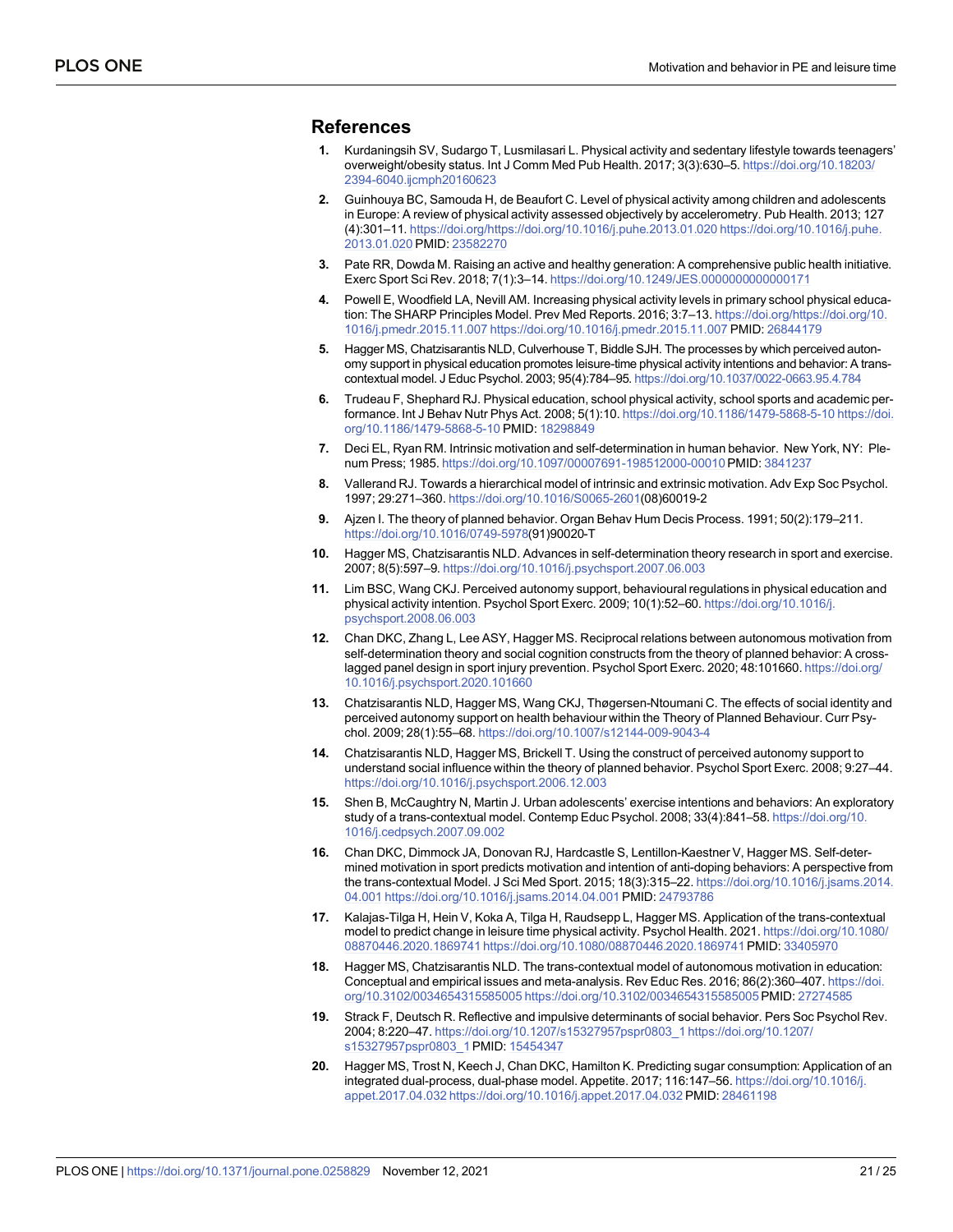## References

1. Kurdaningsih SV, Sudargo T, Lusmilasari L. Physical activity and sedentary lifestyle towards teenagers' overweight/obesity status. Int J Comm Med Pub Health. 2017; 3(3):630–5. https://doi.org/10.18203/2394-6040.ijcmph20160623
2. Guinhouya BC, Samouda H, de Beaufort C. Level of physical activity among children and adolescents in Europe: A review of physical activity assessed objectively by accelerometry. Pub Health. 2013; 127 (4):301–11. https://doi.org/https://doi.org/10.1016/j.puhe.2013.01.020 https://doi.org/10.1016/j.puhe.2013.01.020 PMID: 23582270
3. Pate RR, Dowda M. Raising an active and healthy generation: A comprehensive public health initiative. Exerc Sport Sci Rev. 2018; 7(1):3–14. https://doi.org/10.1249/JES.0000000000000171
4. Powell E, Woodfield LA, Nevill AM. Increasing physical activity levels in primary school physical education: The SHARP Principles Model. Prev Med Reports. 2016; 3:7–13. https://doi.org/https://doi.org/10.1016/j.pmedr.2015.11.007 https://doi.org/10.1016/j.pmedr.2015.11.007 PMID: 26844179
5. Hagger MS, Chatzisarantis NLD, Culverhouse T, Biddle SJH. The processes by which perceived autonomy support in physical education promotes leisure-time physical activity intentions and behavior: A trans-contextual model. J Educ Psychol. 2003; 95(4):784–95. https://doi.org/10.1037/0022-0663.95.4.784
6. Trudeau F, Shephard RJ. Physical education, school physical activity, school sports and academic performance. Int J Behav Nutr Phys Act. 2008; 5(1):10. https://doi.org/10.1186/1479-5868-5-10 https://doi.org/10.1186/1479-5868-5-10 PMID: 18298849
7. Deci EL, Ryan RM. Intrinsic motivation and self-determination in human behavior. New York, NY: Plenum Press; 1985. https://doi.org/10.1097/00007691-198512000-00010 PMID: 3841237
8. Vallerand RJ. Towards a hierarchical model of intrinsic and extrinsic motivation. Adv Exp Soc Psychol. 1997; 29:271–360. https://doi.org/10.1016/S0065-2601(08)60019-2
9. Ajzen I. The theory of planned behavior. Organ Behav Hum Decis Process. 1991; 50(2):179–211. https://doi.org/10.1016/0749-5978(91)90020-T
10. Hagger MS, Chatzisarantis NLD. Advances in self-determination theory research in sport and exercise. 2007; 8(5):597–9. https://doi.org/10.1016/j.psychsport.2007.06.003
11. Lim BSC, Wang CKJ. Perceived autonomy support, behavioural regulations in physical education and physical activity intention. Psychol Sport Exerc. 2009; 10(1):52–60. https://doi.org/10.1016/j.psychsport.2008.06.003
12. Chan DKC, Zhang L, Lee ASY, Hagger MS. Reciprocal relations between autonomous motivation from self-determination theory and social cognition constructs from the theory of planned behavior: A cross-lagged panel design in sport injury prevention. Psychol Sport Exerc. 2020; 48:101660. https://doi.org/10.1016/j.psychsport.2020.101660
13. Chatzisarantis NLD, Hagger MS, Wang CKJ, Thøgersen-Ntoumani C. The effects of social identity and perceived autonomy support on health behaviour within the Theory of Planned Behaviour. Curr Psychol. 2009; 28(1):55–68. https://doi.org/10.1007/s12144-009-9043-4
14. Chatzisarantis NLD, Hagger MS, Brickell T. Using the construct of perceived autonomy support to understand social influence within the theory of planned behavior. Psychol Sport Exerc. 2008; 9:27–44. https://doi.org/10.1016/j.psychsport.2006.12.003
15. Shen B, McCaughtry N, Martin J. Urban adolescents' exercise intentions and behaviors: An exploratory study of a trans-contextual model. Contemp Educ Psychol. 2008; 33(4):841–58. https://doi.org/10.1016/j.cedpsych.2007.09.002
16. Chan DKC, Dimmock JA, Donovan RJ, Hardcastle S, Lentillon-Kaestner V, Hagger MS. Self-determined motivation in sport predicts motivation and intention of anti-doping behaviors: A perspective from the trans-contextual Model. J Sci Med Sport. 2015; 18(3):315–22. https://doi.org/10.1016/j.jsams.2014.04.001 https://doi.org/10.1016/j.jsams.2014.04.001 PMID: 24793786
17. Kalajas-Tilga H, Hein V, Koka A, Tilga H, Raudsepp L, Hagger MS. Application of the trans-contextual model to predict change in leisure time physical activity. Psychol Health. 2021. https://doi.org/10.1080/08870446.2020.1869741 https://doi.org/10.1080/08870446.2020.1869741 PMID: 33405970
18. Hagger MS, Chatzisarantis NLD. The trans-contextual model of autonomous motivation in education: Conceptual and empirical issues and meta-analysis. Rev Educ Res. 2016; 86(2):360–407. https://doi.org/10.3102/0034654315585005 https://doi.org/10.3102/0034654315585005 PMID: 27274585
19. Strack F, Deutsch R. Reflective and impulsive determinants of social behavior. Pers Soc Psychol Rev. 2004; 8:220–47. https://doi.org/10.1207/s15327957pspr0803_1 https://doi.org/10.1207/s15327957pspr0803_1 PMID: 15454347
20. Hagger MS, Trost N, Keech J, Chan DKC, Hamilton K. Predicting sugar consumption: Application of an integrated dual-process, dual-phase model. Appetite. 2017; 116:147–56. https://doi.org/10.1016/j.appet.2017.04.032 https://doi.org/10.1016/j.appet.2017.04.032 PMID: 28461198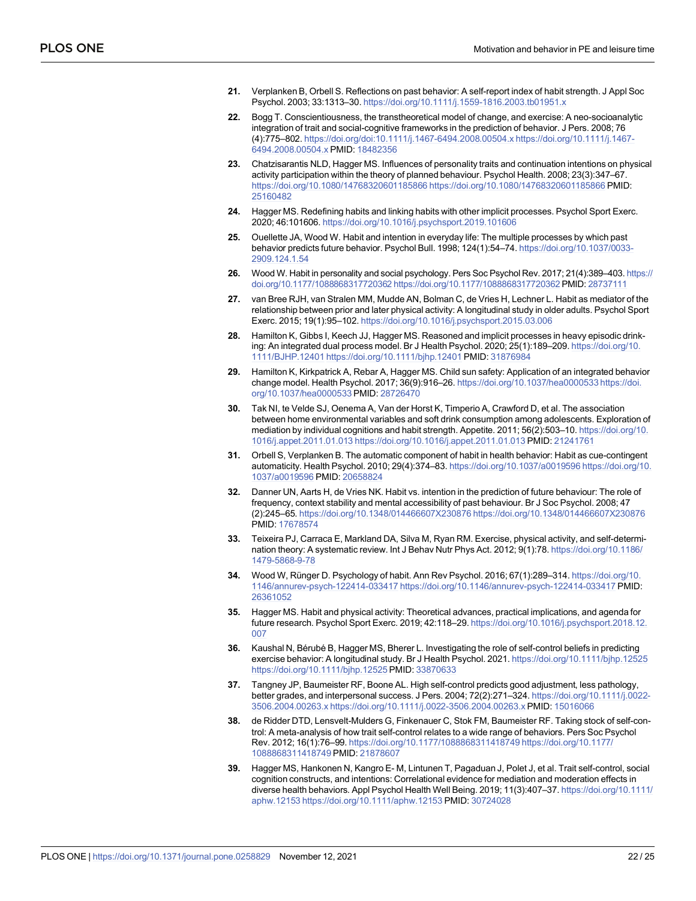21. Verplanken B, Orbell S. Reflections on past behavior: A self-report index of habit strength. J Appl Soc Psychol. 2003; 33:1313–30. https://doi.org/10.1111/j.1559-1816.2003.tb01951.x

22. Bogg T. Conscientiousness, the transtheoretical model of change, and exercise: A neo-socioanalytic integration of trait and social-cognitive frameworks in the prediction of behavior. J Pers. 2008; 76 (4):775–802. https://doi.org/doi:10.1111/j.1467-6494.2008.00504.x https://doi.org/10.1111/j.1467-6494.2008.00504.x PMID: 18482356

23. Chatzisarantis NLD, Hagger MS. Influences of personality traits and continuation intentions on physical activity participation within the theory of planned behaviour. Psychol Health. 2008; 23(3):347–67. https://doi.org/10.1080/14768320601185866 https://doi.org/10.1080/14768320601185866 PMID: 25160482

24. Hagger MS. Redefining habits and linking habits with other implicit processes. Psychol Sport Exerc. 2020; 46:101606. https://doi.org/10.1016/j.psychsport.2019.101606

25. Ouellette JA, Wood W. Habit and intention in everyday life: The multiple processes by which past behavior predicts future behavior. Psychol Bull. 1998; 124(1):54–74. https://doi.org/10.1037/0033-2909.124.1.54

26. Wood W. Habit in personality and social psychology. Pers Soc Psychol Rev. 2017; 21(4):389–403. https://doi.org/10.1177/1088868317720362 https://doi.org/10.1177/1088868317720362 PMID: 28737111

27. van Bree RJH, van Stralen MM, Mudde AN, Bolman C, de Vries H, Lechner L. Habit as mediator of the relationship between prior and later physical activity: A longitudinal study in older adults. Psychol Sport Exerc. 2015; 19(1):95–102. https://doi.org/10.1016/j.psychsport.2015.03.006

28. Hamilton K, Gibbs I, Keech JJ, Hagger MS. Reasoned and implicit processes in heavy episodic drinking: An integrated dual process model. Br J Health Psychol. 2020; 25(1):189–209. https://doi.org/10.1111/BJHP.12401 https://doi.org/10.1111/bjhp.12401 PMID: 31876984

29. Hamilton K, Kirkpatrick A, Rebar A, Hagger MS. Child sun safety: Application of an integrated behavior change model. Health Psychol. 2017; 36(9):916–26. https://doi.org/10.1037/hea0000533 https://doi.org/10.1037/hea0000533 PMID: 28726470

30. Tak NI, te Velde SJ, Oenema A, Van der Horst K, Timperio A, Crawford D, et al. The association between home environmental variables and soft drink consumption among adolescents. Exploration of mediation by individual cognitions and habit strength. Appetite. 2011; 56(2):503–10. https://doi.org/10.1016/j.appet.2011.01.013 https://doi.org/10.1016/j.appet.2011.01.013 PMID: 21241761

31. Orbell S, Verplanken B. The automatic component of habit in health behavior: Habit as cue-contingent automaticity. Health Psychol. 2010; 29(4):374–83. https://doi.org/10.1037/a0019596 https://doi.org/10.1037/a0019596 PMID: 20658824

32. Danner UN, Aarts H, de Vries NK. Habit vs. intention in the prediction of future behaviour: The role of frequency, context stability and mental accessibility of past behaviour. Br J Soc Psychol. 2008; 47 (2):245–65. https://doi.org/10.1348/014466607X230876 https://doi.org/10.1348/014466607X230876 PMID: 17678574

33. Teixeira PJ, Carraca E, Markland DA, Silva M, Ryan RM. Exercise, physical activity, and self-determination theory: A systematic review. Int J Behav Nutr Phys Act. 2012; 9(1):78. https://doi.org/10.1186/1479-5868-9-78

34. Wood W, Rünger D. Psychology of habit. Ann Rev Psychol. 2016; 67(1):289–314. https://doi.org/10.1146/annurev-psych-122414-033417 https://doi.org/10.1146/annurev-psych-122414-033417 PMID: 26361052

35. Hagger MS. Habit and physical activity: Theoretical advances, practical implications, and agenda for future research. Psychol Sport Exerc. 2019; 42:118–29. https://doi.org/10.1016/j.psychsport.2018.12.007

36. Kaushal N, Bérubé B, Hagger MS, Bherer L. Investigating the role of self-control beliefs in predicting exercise behavior: A longitudinal study. Br J Health Psychol. 2021. https://doi.org/10.1111/bjhp.12525 https://doi.org/10.1111/bjhp.12525 PMID: 33870633

37. Tangney JP, Baumeister RF, Boone AL. High self-control predicts good adjustment, less pathology, better grades, and interpersonal success. J Pers. 2004; 72(2):271–324. https://doi.org/10.1111/j.0022-3506.2004.00263.x https://doi.org/10.1111/j.0022-3506.2004.00263.x PMID: 15016066

38. de Ridder DTD, Lensvelt-Mulders G, Finkenauer C, Stok FM, Baumeister RF. Taking stock of self-control: A meta-analysis of how trait self-control relates to a wide range of behaviors. Pers Soc Psychol Rev. 2012; 16(1):76–99. https://doi.org/10.1177/1088868311418749 https://doi.org/10.1177/1088868311418749 PMID: 21878607

39. Hagger MS, Hankonen N, Kangro E- M, Lintunen T, Pagaduan J, Polet J, et al. Trait self-control, social cognition constructs, and intentions: Correlational evidence for mediation and moderation effects in diverse health behaviors. Appl Psychol Health Well Being. 2019; 11(3):407–37. https://doi.org/10.1111/aphw.12153 https://doi.org/10.1111/aphw.12153 PMID: 30724028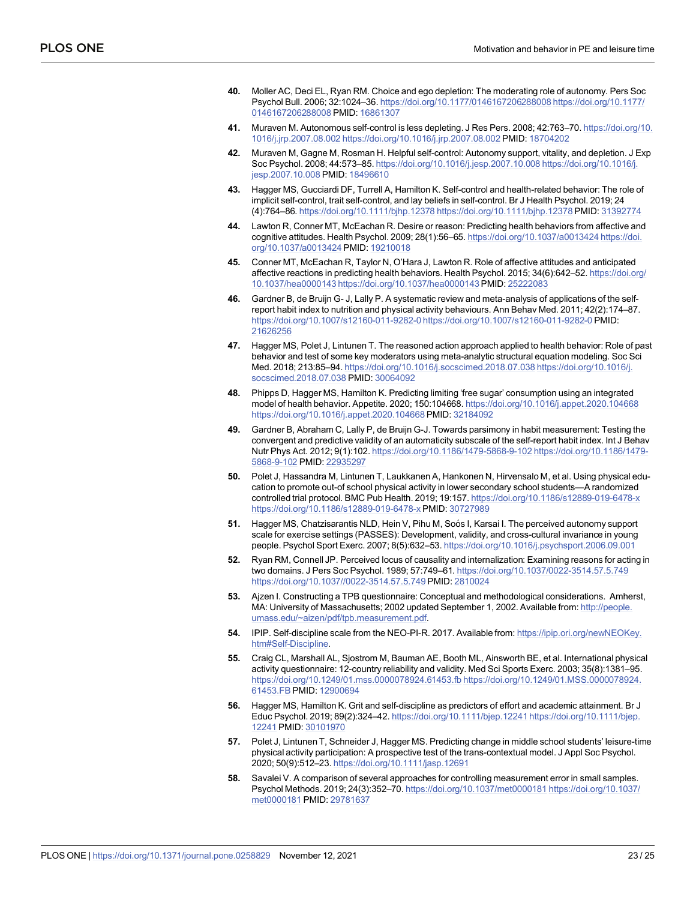40. Moller AC, Deci EL, Ryan RM. Choice and ego depletion: The moderating role of autonomy. Pers Soc Psychol Bull. 2006; 32:1024–36. https://doi.org/10.1177/0146167206288008 https://doi.org/10.1177/0146167206288008 PMID: 16861307

41. Muraven M. Autonomous self-control is less depleting. J Res Pers. 2008; 42:763–70. https://doi.org/10.1016/j.jrp.2007.08.002 https://doi.org/10.1016/j.jrp.2007.08.002 PMID: 18704202

42. Muraven M, Gagne M, Rosman H. Helpful self-control: Autonomy support, vitality, and depletion. J Exp Soc Psychol. 2008; 44:573–85. https://doi.org/10.1016/j.jesp.2007.10.008 https://doi.org/10.1016/j.jesp.2007.10.008 PMID: 18496610

43. Hagger MS, Gucciardi DF, Turrell A, Hamilton K. Self-control and health-related behavior: The role of implicit self-control, trait self-control, and lay beliefs in self-control. Br J Health Psychol. 2019; 24(4):764–86. https://doi.org/10.1111/bjhp.12378 https://doi.org/10.1111/bjhp.12378 PMID: 31392774

44. Lawton R, Conner MT, McEachan R. Desire or reason: Predicting health behaviors from affective and cognitive attitudes. Health Psychol. 2009; 28(1):56–65. https://doi.org/10.1037/a0013424 https://doi.org/10.1037/a0013424 PMID: 19210018

45. Conner MT, McEachan R, Taylor N, O'Hara J, Lawton R. Role of affective attitudes and anticipated affective reactions in predicting health behaviors. Health Psychol. 2015; 34(6):642–52. https://doi.org/10.1037/hea0000143 https://doi.org/10.1037/hea0000143 PMID: 25222083

46. Gardner B, de Bruijn G- J, Lally P. A systematic review and meta-analysis of applications of the self-report habit index to nutrition and physical activity behaviours. Ann Behav Med. 2011; 42(2):174–87. https://doi.org/10.1007/s12160-011-9282-0 https://doi.org/10.1007/s12160-011-9282-0 PMID: 21626256

47. Hagger MS, Polet J, Lintunen T. The reasoned action approach applied to health behavior: Role of past behavior and test of some key moderators using meta-analytic structural equation modeling. Soc Sci Med. 2018; 213:85–94. https://doi.org/10.1016/j.socscimed.2018.07.038 https://doi.org/10.1016/j.socscimed.2018.07.038 PMID: 30064092

48. Phipps D, Hagger MS, Hamilton K. Predicting limiting 'free sugar' consumption using an integrated model of health behavior. Appetite. 2020; 150:104668. https://doi.org/10.1016/j.appet.2020.104668 https://doi.org/10.1016/j.appet.2020.104668 PMID: 32184092

49. Gardner B, Abraham C, Lally P, de Bruijn G-J. Towards parsimony in habit measurement: Testing the convergent and predictive validity of an automaticity subscale of the self-report habit index. Int J Behav Nutr Phys Act. 2012; 9(1):102. https://doi.org/10.1186/1479-5868-9-102 https://doi.org/10.1186/1479-5868-9-102 PMID: 22935297

50. Polet J, Hassandra M, Lintunen T, Laukkanen A, Hankonen N, Hirvensalo M, et al. Using physical education to promote out-of school physical activity in lower secondary school students—A randomized controlled trial protocol. BMC Pub Health. 2019; 19:157. https://doi.org/10.1186/s12889-019-6478-x https://doi.org/10.1186/s12889-019-6478-x PMID: 30727989

51. Hagger MS, Chatzisarantis NLD, Hein V, Pihu M, Soós I, Karsai I. The perceived autonomy support scale for exercise settings (PASSES): Development, validity, and cross-cultural invariance in young people. Psychol Sport Exerc. 2007; 8(5):632–53. https://doi.org/10.1016/j.psychsport.2006.09.001

52. Ryan RM, Connell JP. Perceived locus of causality and internalization: Examining reasons for acting in two domains. J Pers Soc Psychol. 1989; 57:749–61. https://doi.org/10.1037/0022-3514.57.5.749 https://doi.org/10.1037//0022-3514.57.5.749 PMID: 2810024

53. Ajzen I. Constructing a TPB questionnaire: Conceptual and methodological considerations. Amherst, MA: University of Massachusetts; 2002 updated September 1, 2002. Available from: http://people.umass.edu/~aizen/pdf/tpb.measurement.pdf.

54. IPIP. Self-discipline scale from the NEO-PI-R. 2017. Available from: https://ipip.ori.org/newNEOKey.htm#Self-Discipline.

55. Craig CL, Marshall AL, Sjostrom M, Bauman AE, Booth ML, Ainsworth BE, et al. International physical activity questionnaire: 12-country reliability and validity. Med Sci Sports Exerc. 2003; 35(8):1381–95. https://doi.org/10.1249/01.mss.0000078924.61453.fb https://doi.org/10.1249/01.MSS.0000078924.61453.FB PMID: 12900694

56. Hagger MS, Hamilton K. Grit and self-discipline as predictors of effort and academic attainment. Br J Educ Psychol. 2019; 89(2):324–42. https://doi.org/10.1111/bjep.12241 https://doi.org/10.1111/bjep.12241 PMID: 30101970

57. Polet J, Lintunen T, Schneider J, Hagger MS. Predicting change in middle school students' leisure-time physical activity participation: A prospective test of the trans-contextual model. J Appl Soc Psychol. 2020; 50(9):512–23. https://doi.org/10.1111/jasp.12691

58. Savalei V. A comparison of several approaches for controlling measurement error in small samples. Psychol Methods. 2019; 24(3):352–70. https://doi.org/10.1037/met0000181 https://doi.org/10.1037/met0000181 PMID: 29781637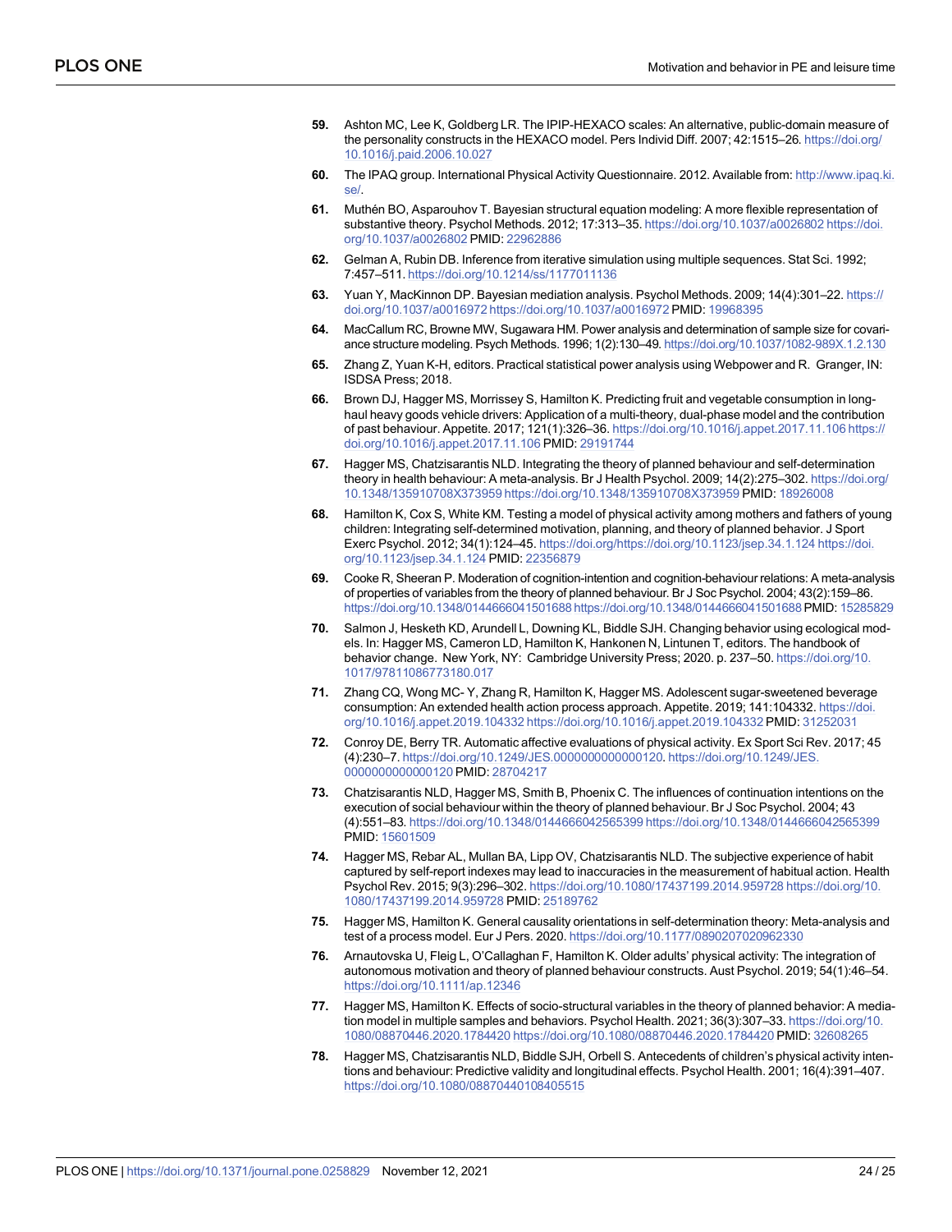59. Ashton MC, Lee K, Goldberg LR. The IPIP-HEXACO scales: An alternative, public-domain measure of the personality constructs in the HEXACO model. Pers Individ Diff. 2007; 42:1515–26. https://doi.org/10.1016/j.paid.2006.10.027

60. The IPAQ group. International Physical Activity Questionnaire. 2012. Available from: http://www.ipaq.ki.se/.

61. Muthén BO, Asparouhov T. Bayesian structural equation modeling: A more flexible representation of substantive theory. Psychol Methods. 2012; 17:313–35. https://doi.org/10.1037/a0026802 https://doi.org/10.1037/a0026802 PMID: 22962886

62. Gelman A, Rubin DB. Inference from iterative simulation using multiple sequences. Stat Sci. 1992; 7:457–511. https://doi.org/10.1214/ss/1177011136

63. Yuan Y, MacKinnon DP. Bayesian mediation analysis. Psychol Methods. 2009; 14(4):301–22. https://doi.org/10.1037/a0016972 https://doi.org/10.1037/a0016972 PMID: 19968395

64. MacCallum RC, Browne MW, Sugawara HM. Power analysis and determination of sample size for covariance structure modeling. Psych Methods. 1996; 1(2):130–49. https://doi.org/10.1037/1082-989X.1.2.130

65. Zhang Z, Yuan K-H, editors. Practical statistical power analysis using Webpower and R. Granger, IN: ISDSA Press; 2018.

66. Brown DJ, Hagger MS, Morrissey S, Hamilton K. Predicting fruit and vegetable consumption in long-haul heavy goods vehicle drivers: Application of a multi-theory, dual-phase model and the contribution of past behaviour. Appetite. 2017; 121(1):326–36. https://doi.org/10.1016/j.appet.2017.11.106 https://doi.org/10.1016/j.appet.2017.11.106 PMID: 29191744

67. Hagger MS, Chatzisarantis NLD. Integrating the theory of planned behaviour and self-determination theory in health behaviour: A meta-analysis. Br J Health Psychol. 2009; 14(2):275–302. https://doi.org/10.1348/135910708X373959 https://doi.org/10.1348/135910708X373959 PMID: 18926008

68. Hamilton K, Cox S, White KM. Testing a model of physical activity among mothers and fathers of young children: Integrating self-determined motivation, planning, and theory of planned behavior. J Sport Exerc Psychol. 2012; 34(1):124–45. https://doi.org/https://doi.org/10.1123/jsep.34.1.124 https://doi.org/10.1123/jsep.34.1.124 PMID: 22356879

69. Cooke R, Sheeran P. Moderation of cognition-intention and cognition-behaviour relations: A meta-analysis of properties of variables from the theory of planned behaviour. Br J Soc Psychol. 2004; 43(2):159–86. https://doi.org/10.1348/0144666041501688 https://doi.org/10.1348/0144666041501688 PMID: 15285829

70. Salmon J, Hesketh KD, Arundell L, Downing KL, Biddle SJH. Changing behavior using ecological models. In: Hagger MS, Cameron LD, Hamilton K, Hankonen N, Lintunen T, editors. The handbook of behavior change. New York, NY: Cambridge University Press; 2020. p. 237–50. https://doi.org/10.1017/97811086773180.017

71. Zhang CQ, Wong MC- Y, Zhang R, Hamilton K, Hagger MS. Adolescent sugar-sweetened beverage consumption: An extended health action process approach. Appetite. 2019; 141:104332. https://doi.org/10.1016/j.appet.2019.104332 https://doi.org/10.1016/j.appet.2019.104332 PMID: 31252031

72. Conroy DE, Berry TR. Automatic affective evaluations of physical activity. Ex Sport Sci Rev. 2017; 45 (4):230–7. https://doi.org/10.1249/JES.0000000000000120. https://doi.org/10.1249/JES.0000000000000120 PMID: 28704217

73. Chatzisarantis NLD, Hagger MS, Smith B, Phoenix C. The influences of continuation intentions on the execution of social behaviour within the theory of planned behaviour. Br J Soc Psychol. 2004; 43 (4):551–83. https://doi.org/10.1348/0144666042565399 https://doi.org/10.1348/0144666042565399 PMID: 15601509

74. Hagger MS, Rebar AL, Mullan BA, Lipp OV, Chatzisarantis NLD. The subjective experience of habit captured by self-report indexes may lead to inaccuracies in the measurement of habitual action. Health Psychol Rev. 2015; 9(3):296–302. https://doi.org/10.1080/17437199.2014.959728 https://doi.org/10.1080/17437199.2014.959728 PMID: 25189762

75. Hagger MS, Hamilton K. General causality orientations in self-determination theory: Meta-analysis and test of a process model. Eur J Pers. 2020. https://doi.org/10.1177/0890207020962330

76. Arnautovska U, Fleig L, O'Callaghan F, Hamilton K. Older adults' physical activity: The integration of autonomous motivation and theory of planned behaviour constructs. Aust Psychol. 2019; 54(1):46–54. https://doi.org/10.1111/ap.12346

77. Hagger MS, Hamilton K. Effects of socio-structural variables in the theory of planned behavior: A mediation model in multiple samples and behaviors. Psychol Health. 2021; 36(3):307–33. https://doi.org/10.1080/08870446.2020.1784420 https://doi.org/10.1080/08870446.2020.1784420 PMID: 32608265

78. Hagger MS, Chatzisarantis NLD, Biddle SJH, Orbell S. Antecedents of children's physical activity intentions and behaviour: Predictive validity and longitudinal effects. Psychol Health. 2001; 16(4):391–407. https://doi.org/10.1080/08870440108405515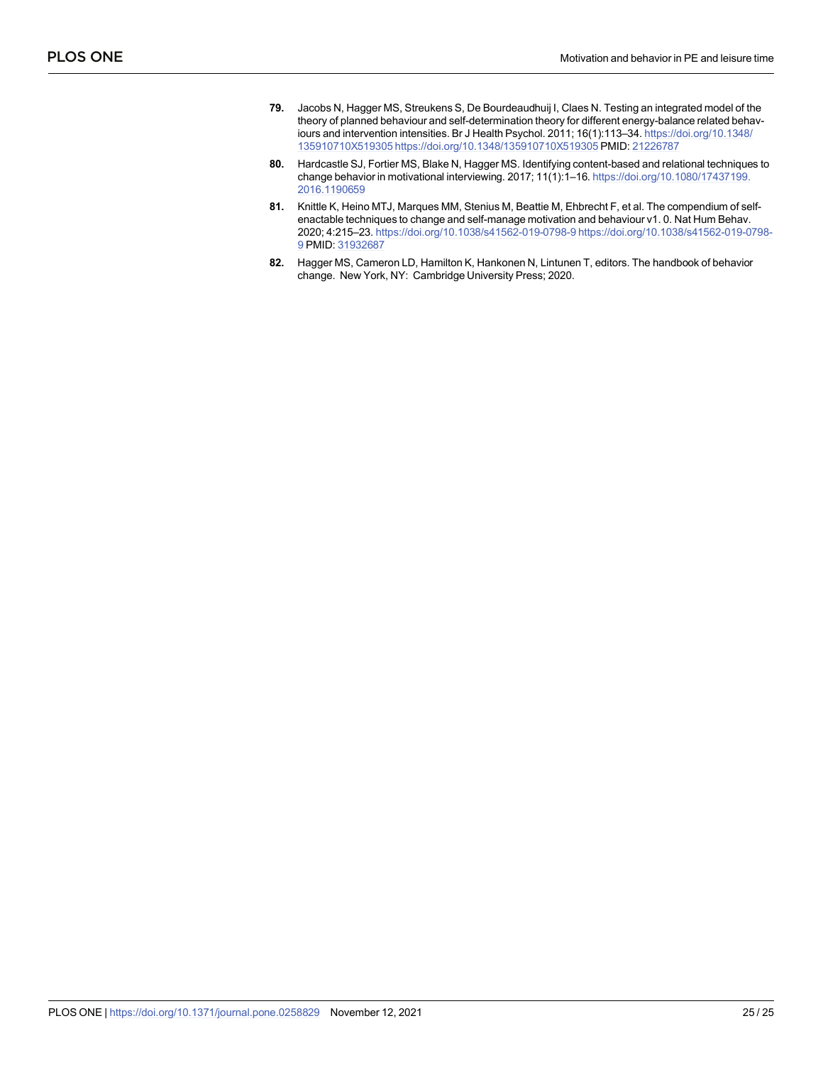79. Jacobs N, Hagger MS, Streukens S, De Bourdeaudhuij I, Claes N. Testing an integrated model of the theory of planned behaviour and self-determination theory for different energy-balance related behaviours and intervention intensities. Br J Health Psychol. 2011; 16(1):113–34. https://doi.org/10.1348/135910710X519305 https://doi.org/10.1348/135910710X519305 PMID: 21226787

80. Hardcastle SJ, Fortier MS, Blake N, Hagger MS. Identifying content-based and relational techniques to change behavior in motivational interviewing. 2017; 11(1):1–16. https://doi.org/10.1080/17437199.2016.1190659

81. Knittle K, Heino MTJ, Marques MM, Stenius M, Beattie M, Ehbrecht F, et al. The compendium of self-enactable techniques to change and self-manage motivation and behaviour v1. 0. Nat Hum Behav. 2020; 4:215–23. https://doi.org/10.1038/s41562-019-0798-9 https://doi.org/10.1038/s41562-019-0798-9 PMID: 31932687

82. Hagger MS, Cameron LD, Hamilton K, Hankonen N, Lintunen T, editors. The handbook of behavior change. New York, NY: Cambridge University Press; 2020.